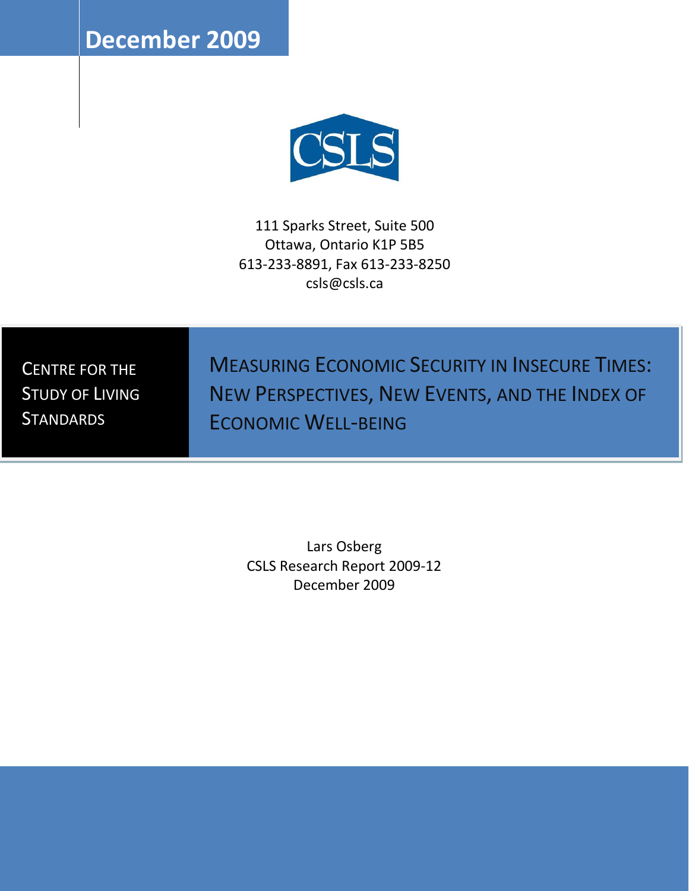December 2009

CSLS

111 Sparks Street, Suite 500
Ottawa, Ontario K1P 5B5
613-233-8891, Fax 613-233-8250
csls@csls.ca

CENTRE FOR THE STUDY OF LIVING STANDARDS

# MEASURING ECONOMIC SECURITY IN INSECURE TIMES: NEW PERSPECTIVES, NEW EVENTS, AND THE INDEX OF ECONOMIC WELL-BEING

Lars Osberg
CSLS Research Report 2009-12
December 2009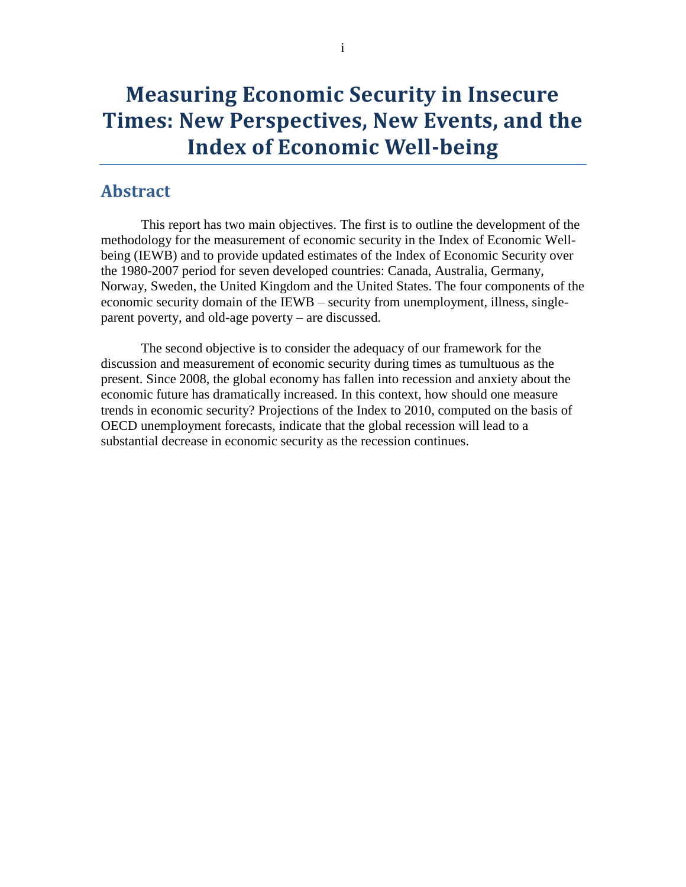# Measuring Economic Security in Insecure Times: New Perspectives, New Events, and the Index of Economic Well-being

## Abstract

This report has two main objectives. The first is to outline the development of the methodology for the measurement of economic security in the Index of Economic Well-being (IEWB) and to provide updated estimates of the Index of Economic Security over the 1980-2007 period for seven developed countries: Canada, Australia, Germany, Norway, Sweden, the United Kingdom and the United States. The four components of the economic security domain of the IEWB – security from unemployment, illness, single-parent poverty, and old-age poverty – are discussed.

The second objective is to consider the adequacy of our framework for the discussion and measurement of economic security during times as tumultuous as the present. Since 2008, the global economy has fallen into recession and anxiety about the economic future has dramatically increased. In this context, how should one measure trends in economic security? Projections of the Index to 2010, computed on the basis of OECD unemployment forecasts, indicate that the global recession will lead to a substantial decrease in economic security as the recession continues.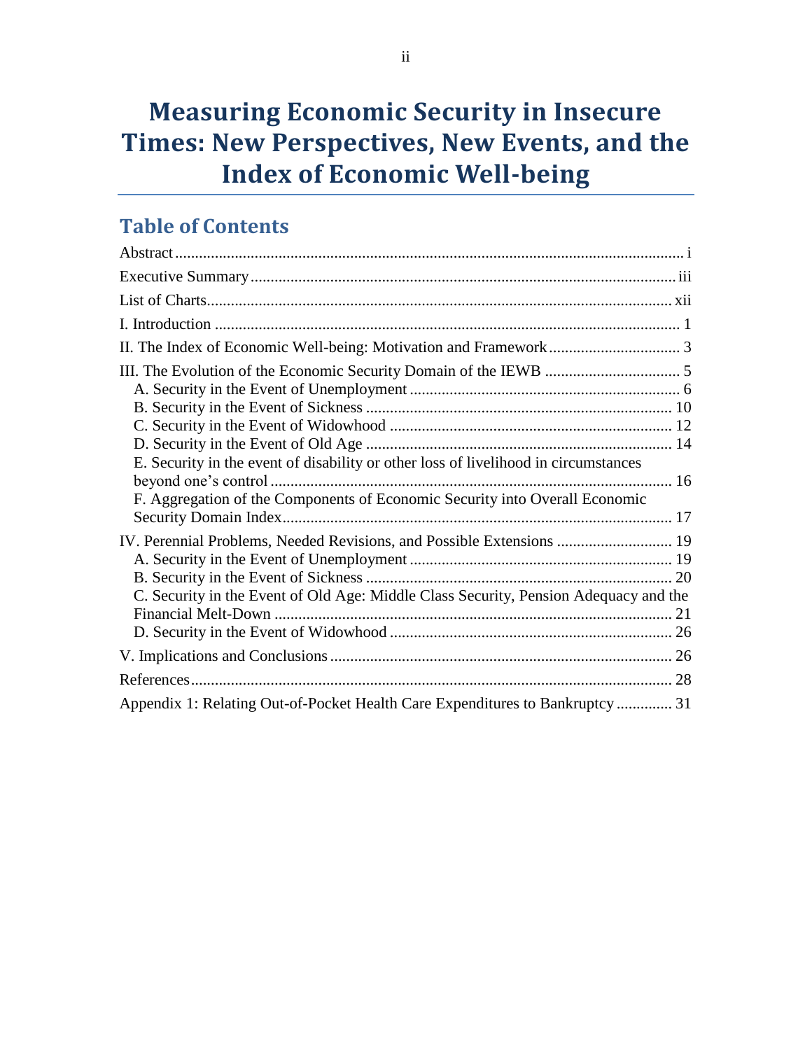# Measuring Economic Security in Insecure Times: New Perspectives, New Events, and the Index of Economic Well-being

## Table of Contents

Abstract ........ i

Executive Summary ........ iii

List of Charts ........ xii

I. Introduction ........ 1

II. The Index of Economic Well-being: Motivation and Framework ........ 3

III. The Evolution of the Economic Security Domain of the IEWB ........ 5
- A. Security in the Event of Unemployment ........ 6
- B. Security in the Event of Sickness ........ 10
- C. Security in the Event of Widowhood ........ 12
- D. Security in the Event of Old Age ........ 14
- E. Security in the event of disability or other loss of livelihood in circumstances beyond one's control ........ 16
- F. Aggregation of the Components of Economic Security into Overall Economic Security Domain Index ........ 17

IV. Perennial Problems, Needed Revisions, and Possible Extensions ........ 19
- A. Security in the Event of Unemployment ........ 19
- B. Security in the Event of Sickness ........ 20
- C. Security in the Event of Old Age: Middle Class Security, Pension Adequacy and the Financial Melt-Down ........ 21
- D. Security in the Event of Widowhood ........ 26

V. Implications and Conclusions ........ 26

References ........ 28

Appendix 1: Relating Out-of-Pocket Health Care Expenditures to Bankruptcy ........ 31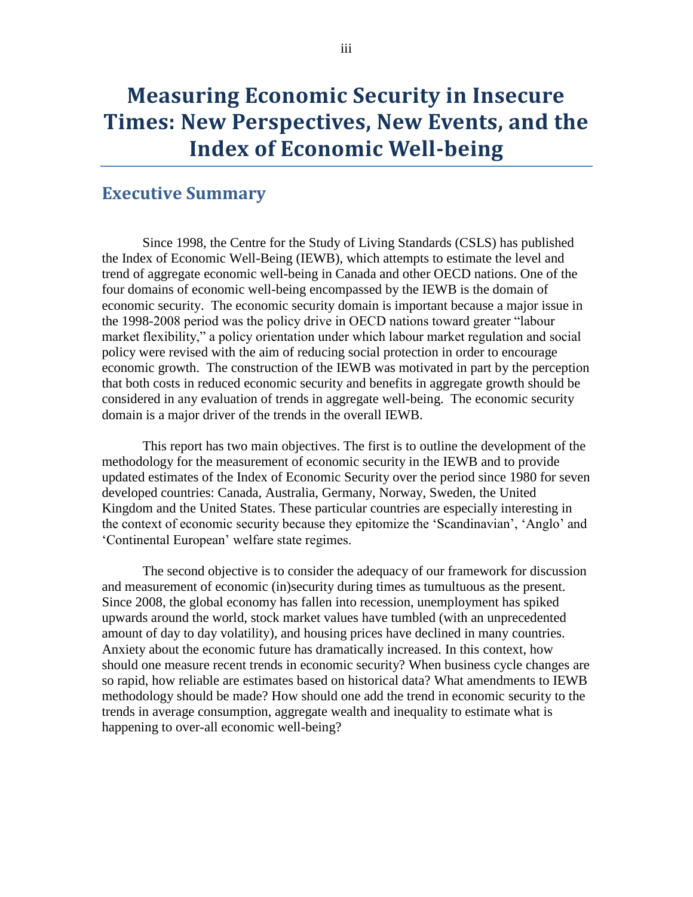# Measuring Economic Security in Insecure Times: New Perspectives, New Events, and the Index of Economic Well-being

## Executive Summary

Since 1998, the Centre for the Study of Living Standards (CSLS) has published the Index of Economic Well-Being (IEWB), which attempts to estimate the level and trend of aggregate economic well-being in Canada and other OECD nations. One of the four domains of economic well-being encompassed by the IEWB is the domain of economic security. The economic security domain is important because a major issue in the 1998-2008 period was the policy drive in OECD nations toward greater "labour market flexibility," a policy orientation under which labour market regulation and social policy were revised with the aim of reducing social protection in order to encourage economic growth. The construction of the IEWB was motivated in part by the perception that both costs in reduced economic security and benefits in aggregate growth should be considered in any evaluation of trends in aggregate well-being. The economic security domain is a major driver of the trends in the overall IEWB.

This report has two main objectives. The first is to outline the development of the methodology for the measurement of economic security in the IEWB and to provide updated estimates of the Index of Economic Security over the period since 1980 for seven developed countries: Canada, Australia, Germany, Norway, Sweden, the United Kingdom and the United States. These particular countries are especially interesting in the context of economic security because they epitomize the 'Scandinavian', 'Anglo' and 'Continental European' welfare state regimes.

The second objective is to consider the adequacy of our framework for discussion and measurement of economic (in)security during times as tumultuous as the present. Since 2008, the global economy has fallen into recession, unemployment has spiked upwards around the world, stock market values have tumbled (with an unprecedented amount of day to day volatility), and housing prices have declined in many countries. Anxiety about the economic future has dramatically increased. In this context, how should one measure recent trends in economic security? When business cycle changes are so rapid, how reliable are estimates based on historical data? What amendments to IEWB methodology should be made? How should one add the trend in economic security to the trends in average consumption, aggregate wealth and inequality to estimate what is happening to over-all economic well-being?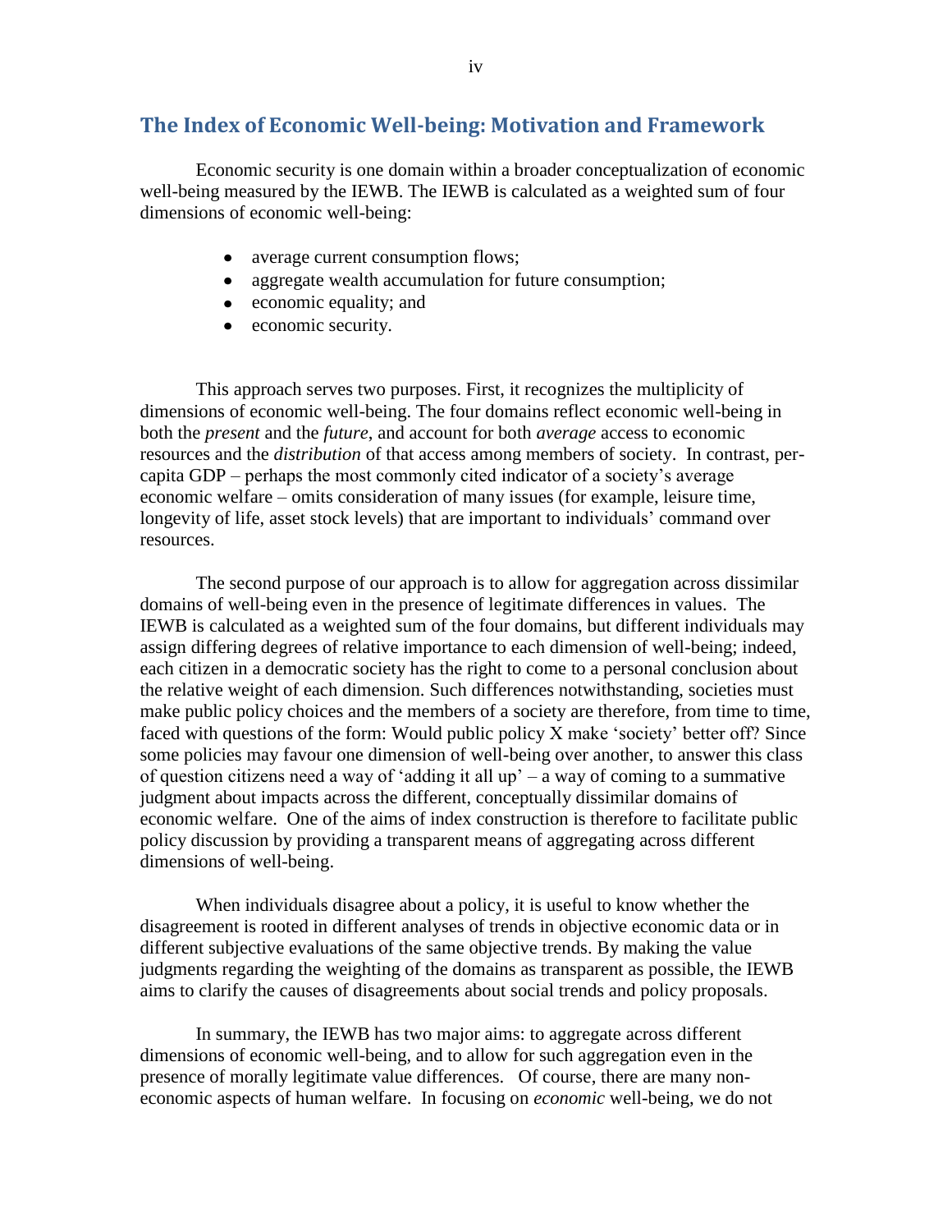## The Index of Economic Well-being: Motivation and Framework

Economic security is one domain within a broader conceptualization of economic well-being measured by the IEWB. The IEWB is calculated as a weighted sum of four dimensions of economic well-being:

- average current consumption flows;
- aggregate wealth accumulation for future consumption;
- economic equality; and
- economic security.

This approach serves two purposes. First, it recognizes the multiplicity of dimensions of economic well-being. The four domains reflect economic well-being in both the *present* and the *future*, and account for both *average* access to economic resources and the *distribution* of that access among members of society. In contrast, per-capita GDP – perhaps the most commonly cited indicator of a society's average economic welfare – omits consideration of many issues (for example, leisure time, longevity of life, asset stock levels) that are important to individuals' command over resources.

The second purpose of our approach is to allow for aggregation across dissimilar domains of well-being even in the presence of legitimate differences in values. The IEWB is calculated as a weighted sum of the four domains, but different individuals may assign differing degrees of relative importance to each dimension of well-being; indeed, each citizen in a democratic society has the right to come to a personal conclusion about the relative weight of each dimension. Such differences notwithstanding, societies must make public policy choices and the members of a society are therefore, from time to time, faced with questions of the form: Would public policy X make 'society' better off? Since some policies may favour one dimension of well-being over another, to answer this class of question citizens need a way of 'adding it all up' – a way of coming to a summative judgment about impacts across the different, conceptually dissimilar domains of economic welfare. One of the aims of index construction is therefore to facilitate public policy discussion by providing a transparent means of aggregating across different dimensions of well-being.

When individuals disagree about a policy, it is useful to know whether the disagreement is rooted in different analyses of trends in objective economic data or in different subjective evaluations of the same objective trends. By making the value judgments regarding the weighting of the domains as transparent as possible, the IEWB aims to clarify the causes of disagreements about social trends and policy proposals.

In summary, the IEWB has two major aims: to aggregate across different dimensions of economic well-being, and to allow for such aggregation even in the presence of morally legitimate value differences. Of course, there are many non-economic aspects of human welfare. In focusing on *economic* well-being, we do not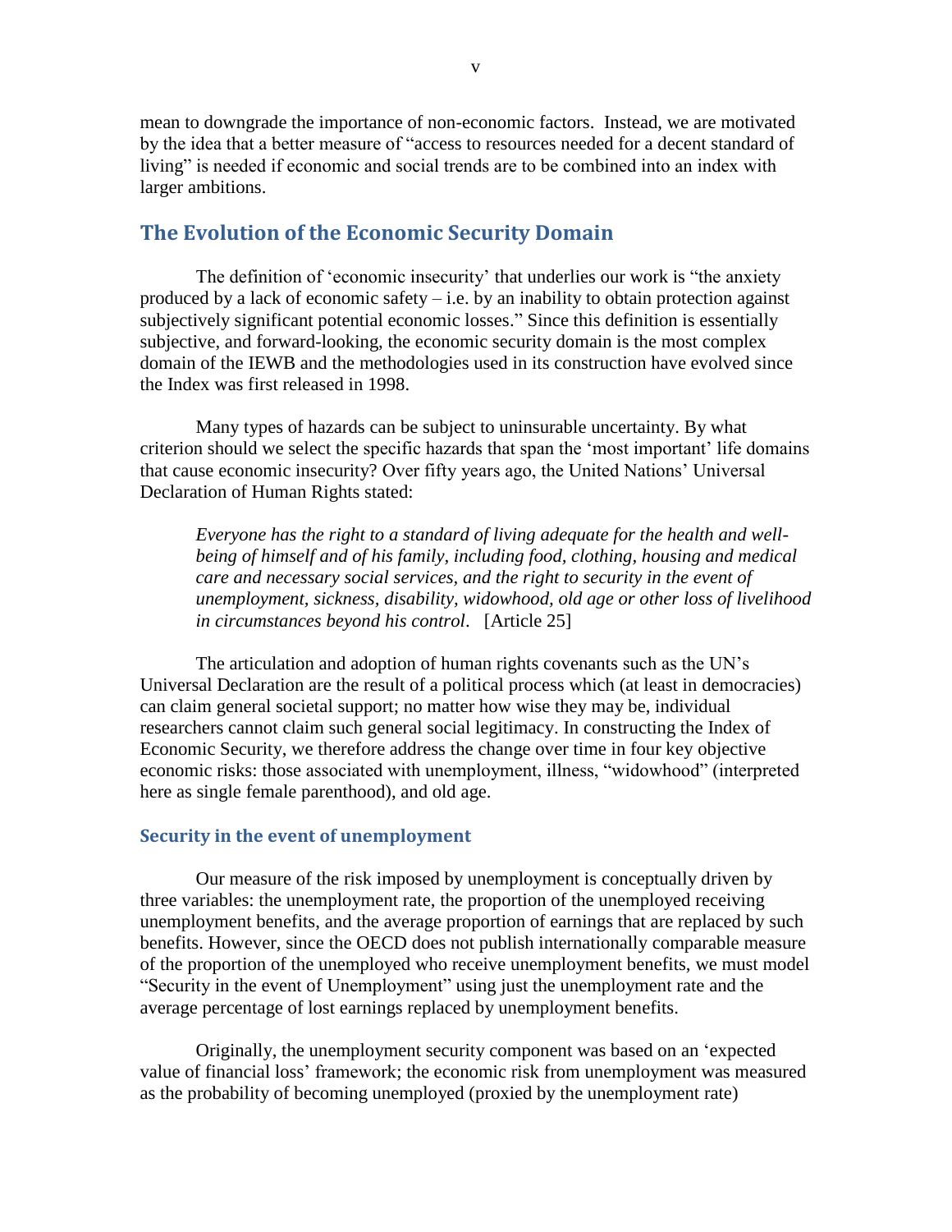mean to downgrade the importance of non-economic factors. Instead, we are motivated by the idea that a better measure of "access to resources needed for a decent standard of living" is needed if economic and social trends are to be combined into an index with larger ambitions.

## The Evolution of the Economic Security Domain

The definition of 'economic insecurity' that underlies our work is "the anxiety produced by a lack of economic safety – i.e. by an inability to obtain protection against subjectively significant potential economic losses." Since this definition is essentially subjective, and forward-looking, the economic security domain is the most complex domain of the IEWB and the methodologies used in its construction have evolved since the Index was first released in 1998.

Many types of hazards can be subject to uninsurable uncertainty. By what criterion should we select the specific hazards that span the 'most important' life domains that cause economic insecurity? Over fifty years ago, the United Nations' Universal Declaration of Human Rights stated:

> *Everyone has the right to a standard of living adequate for the health and well-being of himself and of his family, including food, clothing, housing and medical care and necessary social services, and the right to security in the event of unemployment, sickness, disability, widowhood, old age or other loss of livelihood in circumstances beyond his control*. [Article 25]

The articulation and adoption of human rights covenants such as the UN's Universal Declaration are the result of a political process which (at least in democracies) can claim general societal support; no matter how wise they may be, individual researchers cannot claim such general social legitimacy. In constructing the Index of Economic Security, we therefore address the change over time in four key objective economic risks: those associated with unemployment, illness, "widowhood" (interpreted here as single female parenthood), and old age.

### Security in the event of unemployment

Our measure of the risk imposed by unemployment is conceptually driven by three variables: the unemployment rate, the proportion of the unemployed receiving unemployment benefits, and the average proportion of earnings that are replaced by such benefits. However, since the OECD does not publish internationally comparable measure of the proportion of the unemployed who receive unemployment benefits, we must model "Security in the event of Unemployment" using just the unemployment rate and the average percentage of lost earnings replaced by unemployment benefits.

Originally, the unemployment security component was based on an 'expected value of financial loss' framework; the economic risk from unemployment was measured as the probability of becoming unemployed (proxied by the unemployment rate)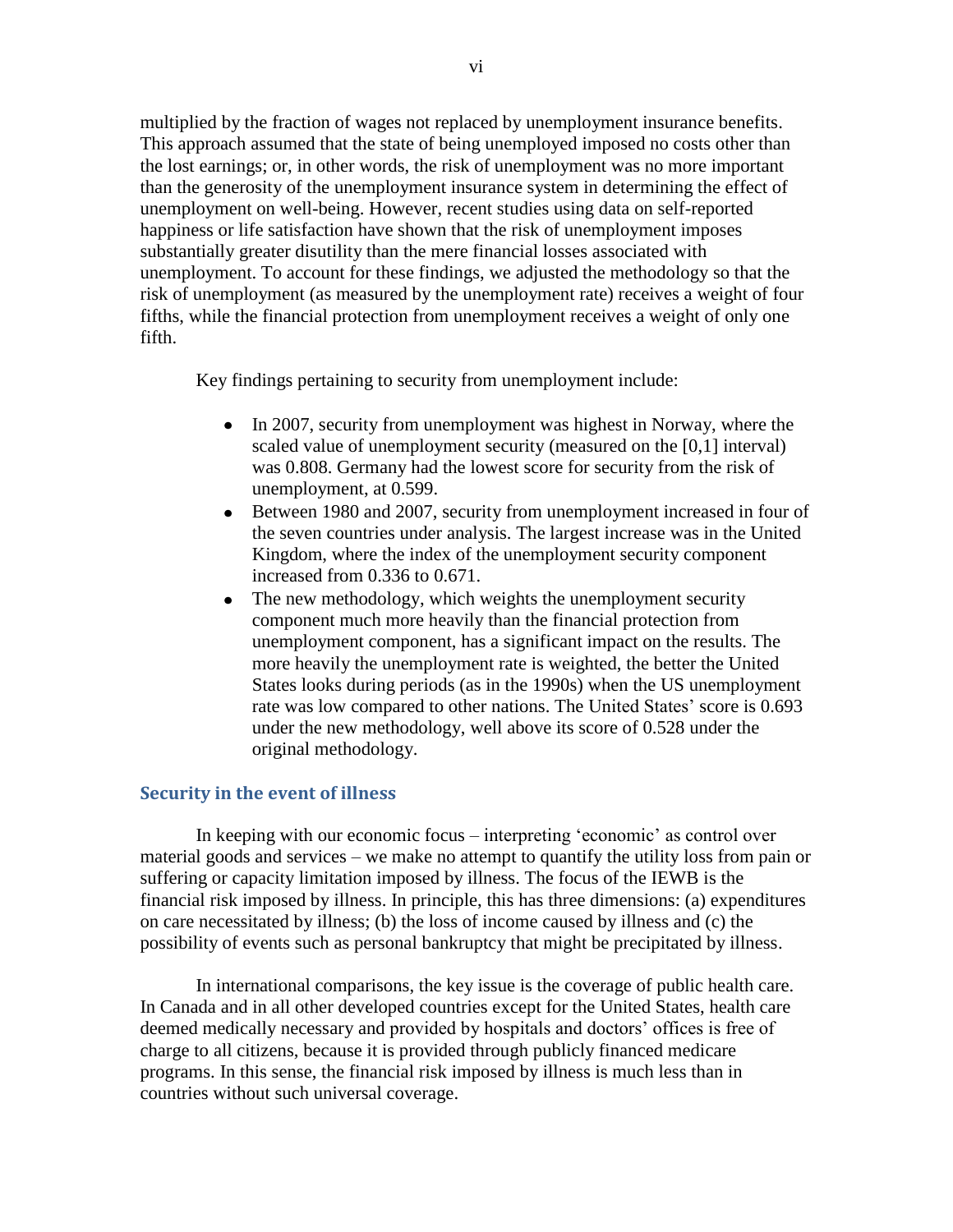multiplied by the fraction of wages not replaced by unemployment insurance benefits. This approach assumed that the state of being unemployed imposed no costs other than the lost earnings; or, in other words, the risk of unemployment was no more important than the generosity of the unemployment insurance system in determining the effect of unemployment on well-being. However, recent studies using data on self-reported happiness or life satisfaction have shown that the risk of unemployment imposes substantially greater disutility than the mere financial losses associated with unemployment. To account for these findings, we adjusted the methodology so that the risk of unemployment (as measured by the unemployment rate) receives a weight of four fifths, while the financial protection from unemployment receives a weight of only one fifth.

Key findings pertaining to security from unemployment include:

- In 2007, security from unemployment was highest in Norway, where the scaled value of unemployment security (measured on the [0,1] interval) was 0.808. Germany had the lowest score for security from the risk of unemployment, at 0.599.
- Between 1980 and 2007, security from unemployment increased in four of the seven countries under analysis. The largest increase was in the United Kingdom, where the index of the unemployment security component increased from 0.336 to 0.671.
- The new methodology, which weights the unemployment security component much more heavily than the financial protection from unemployment component, has a significant impact on the results. The more heavily the unemployment rate is weighted, the better the United States looks during periods (as in the 1990s) when the US unemployment rate was low compared to other nations. The United States' score is 0.693 under the new methodology, well above its score of 0.528 under the original methodology.

### Security in the event of illness

In keeping with our economic focus – interpreting 'economic' as control over material goods and services – we make no attempt to quantify the utility loss from pain or suffering or capacity limitation imposed by illness. The focus of the IEWB is the financial risk imposed by illness. In principle, this has three dimensions: (a) expenditures on care necessitated by illness; (b) the loss of income caused by illness and (c) the possibility of events such as personal bankruptcy that might be precipitated by illness.

In international comparisons, the key issue is the coverage of public health care. In Canada and in all other developed countries except for the United States, health care deemed medically necessary and provided by hospitals and doctors' offices is free of charge to all citizens, because it is provided through publicly financed medicare programs. In this sense, the financial risk imposed by illness is much less than in countries without such universal coverage.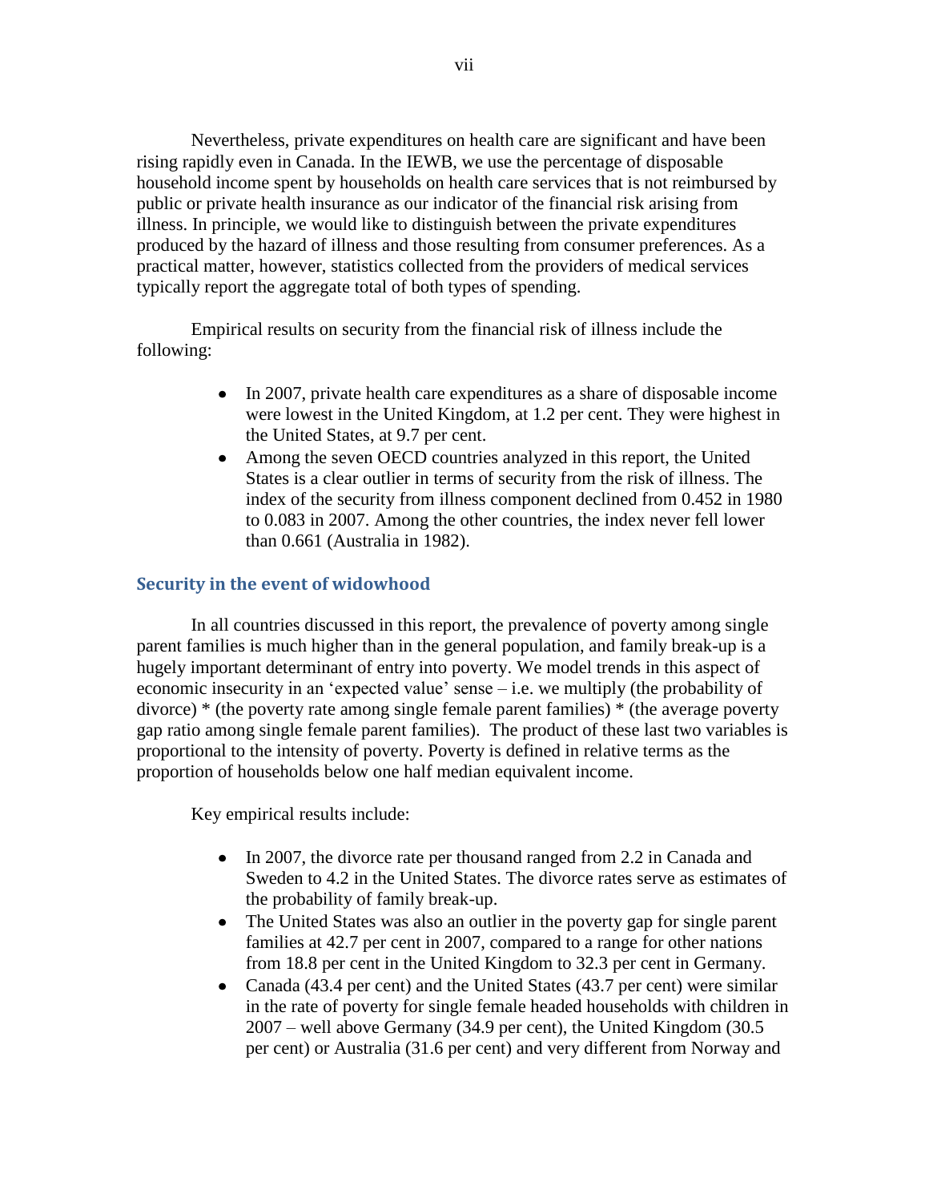Nevertheless, private expenditures on health care are significant and have been rising rapidly even in Canada. In the IEWB, we use the percentage of disposable household income spent by households on health care services that is not reimbursed by public or private health insurance as our indicator of the financial risk arising from illness. In principle, we would like to distinguish between the private expenditures produced by the hazard of illness and those resulting from consumer preferences. As a practical matter, however, statistics collected from the providers of medical services typically report the aggregate total of both types of spending.

Empirical results on security from the financial risk of illness include the following:

- In 2007, private health care expenditures as a share of disposable income were lowest in the United Kingdom, at 1.2 per cent. They were highest in the United States, at 9.7 per cent.
- Among the seven OECD countries analyzed in this report, the United States is a clear outlier in terms of security from the risk of illness. The index of the security from illness component declined from 0.452 in 1980 to 0.083 in 2007. Among the other countries, the index never fell lower than 0.661 (Australia in 1982).

## Security in the event of widowhood

In all countries discussed in this report, the prevalence of poverty among single parent families is much higher than in the general population, and family break-up is a hugely important determinant of entry into poverty. We model trends in this aspect of economic insecurity in an 'expected value' sense – i.e. we multiply (the probability of divorce) * (the poverty rate among single female parent families) * (the average poverty gap ratio among single female parent families). The product of these last two variables is proportional to the intensity of poverty. Poverty is defined in relative terms as the proportion of households below one half median equivalent income.

Key empirical results include:

- In 2007, the divorce rate per thousand ranged from 2.2 in Canada and Sweden to 4.2 in the United States. The divorce rates serve as estimates of the probability of family break-up.
- The United States was also an outlier in the poverty gap for single parent families at 42.7 per cent in 2007, compared to a range for other nations from 18.8 per cent in the United Kingdom to 32.3 per cent in Germany.
- Canada (43.4 per cent) and the United States (43.7 per cent) were similar in the rate of poverty for single female headed households with children in 2007 – well above Germany (34.9 per cent), the United Kingdom (30.5 per cent) or Australia (31.6 per cent) and very different from Norway and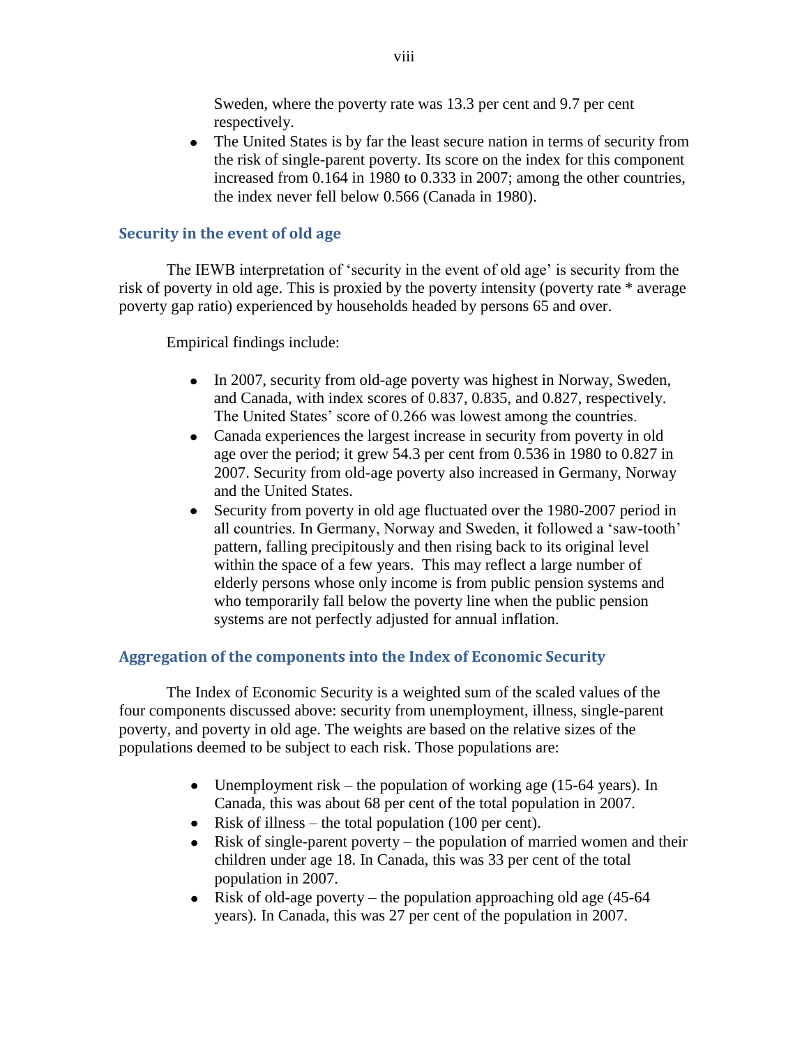Sweden, where the poverty rate was 13.3 per cent and 9.7 per cent respectively.
- The United States is by far the least secure nation in terms of security from the risk of single-parent poverty. Its score on the index for this component increased from 0.164 in 1980 to 0.333 in 2007; among the other countries, the index never fell below 0.566 (Canada in 1980).

### Security in the event of old age

The IEWB interpretation of 'security in the event of old age' is security from the risk of poverty in old age. This is proxied by the poverty intensity (poverty rate * average poverty gap ratio) experienced by households headed by persons 65 and over.

Empirical findings include:

- In 2007, security from old-age poverty was highest in Norway, Sweden, and Canada, with index scores of 0.837, 0.835, and 0.827, respectively. The United States' score of 0.266 was lowest among the countries.
- Canada experiences the largest increase in security from poverty in old age over the period; it grew 54.3 per cent from 0.536 in 1980 to 0.827 in 2007. Security from old-age poverty also increased in Germany, Norway and the United States.
- Security from poverty in old age fluctuated over the 1980-2007 period in all countries. In Germany, Norway and Sweden, it followed a 'saw-tooth' pattern, falling precipitously and then rising back to its original level within the space of a few years. This may reflect a large number of elderly persons whose only income is from public pension systems and who temporarily fall below the poverty line when the public pension systems are not perfectly adjusted for annual inflation.

### Aggregation of the components into the Index of Economic Security

The Index of Economic Security is a weighted sum of the scaled values of the four components discussed above: security from unemployment, illness, single-parent poverty, and poverty in old age. The weights are based on the relative sizes of the populations deemed to be subject to each risk. Those populations are:

- Unemployment risk – the population of working age (15-64 years). In Canada, this was about 68 per cent of the total population in 2007.
- Risk of illness – the total population (100 per cent).
- Risk of single-parent poverty – the population of married women and their children under age 18. In Canada, this was 33 per cent of the total population in 2007.
- Risk of old-age poverty – the population approaching old age (45-64 years). In Canada, this was 27 per cent of the population in 2007.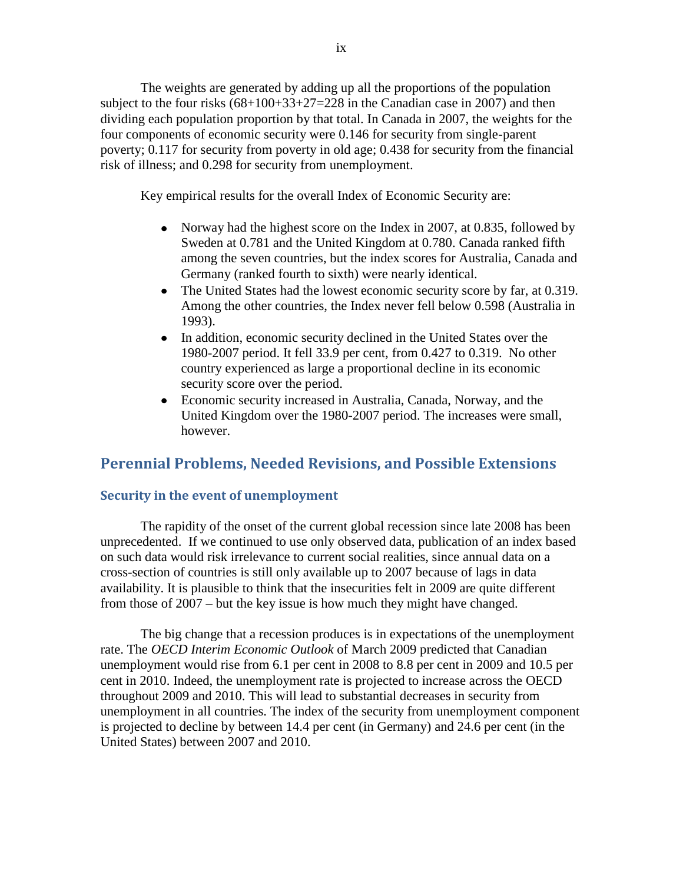The weights are generated by adding up all the proportions of the population subject to the four risks (68+100+33+27=228 in the Canadian case in 2007) and then dividing each population proportion by that total. In Canada in 2007, the weights for the four components of economic security were 0.146 for security from single-parent poverty; 0.117 for security from poverty in old age; 0.438 for security from the financial risk of illness; and 0.298 for security from unemployment.

Key empirical results for the overall Index of Economic Security are:

- Norway had the highest score on the Index in 2007, at 0.835, followed by Sweden at 0.781 and the United Kingdom at 0.780. Canada ranked fifth among the seven countries, but the index scores for Australia, Canada and Germany (ranked fourth to sixth) were nearly identical.
- The United States had the lowest economic security score by far, at 0.319. Among the other countries, the Index never fell below 0.598 (Australia in 1993).
- In addition, economic security declined in the United States over the 1980-2007 period. It fell 33.9 per cent, from 0.427 to 0.319. No other country experienced as large a proportional decline in its economic security score over the period.
- Economic security increased in Australia, Canada, Norway, and the United Kingdom over the 1980-2007 period. The increases were small, however.

## Perennial Problems, Needed Revisions, and Possible Extensions

### Security in the event of unemployment

The rapidity of the onset of the current global recession since late 2008 has been unprecedented. If we continued to use only observed data, publication of an index based on such data would risk irrelevance to current social realities, since annual data on a cross-section of countries is still only available up to 2007 because of lags in data availability. It is plausible to think that the insecurities felt in 2009 are quite different from those of 2007 – but the key issue is how much they might have changed.

The big change that a recession produces is in expectations of the unemployment rate. The *OECD Interim Economic Outlook* of March 2009 predicted that Canadian unemployment would rise from 6.1 per cent in 2008 to 8.8 per cent in 2009 and 10.5 per cent in 2010. Indeed, the unemployment rate is projected to increase across the OECD throughout 2009 and 2010. This will lead to substantial decreases in security from unemployment in all countries. The index of the security from unemployment component is projected to decline by between 14.4 per cent (in Germany) and 24.6 per cent (in the United States) between 2007 and 2010.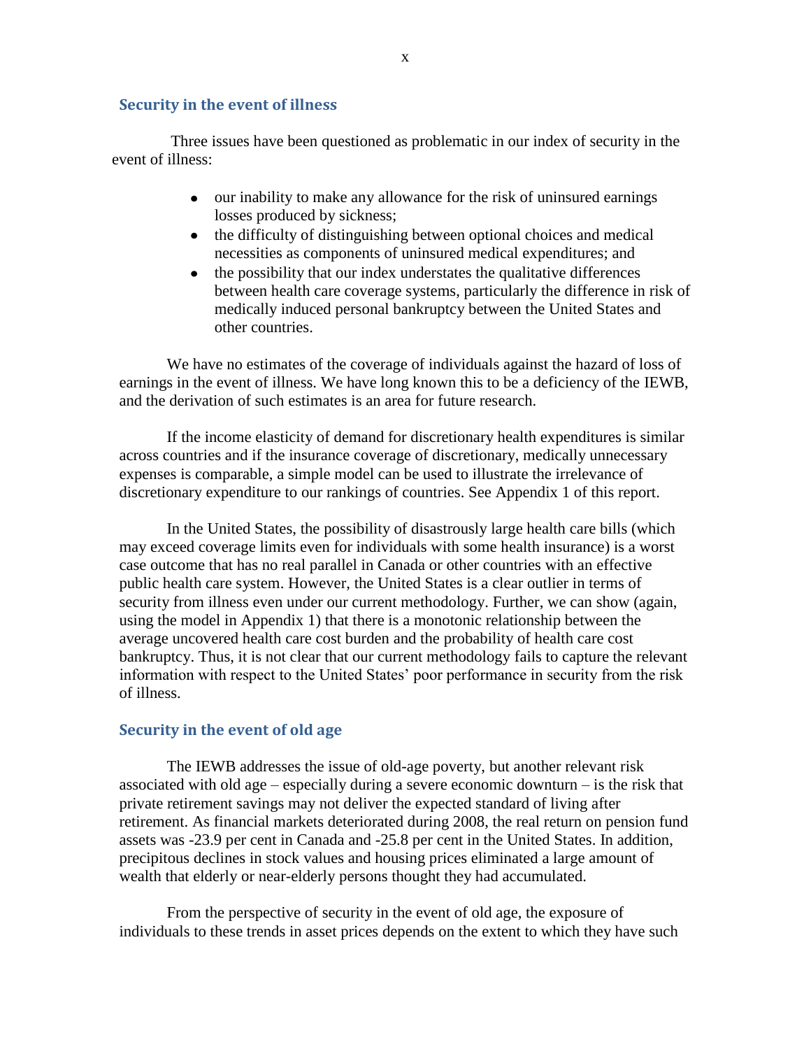### Security in the event of illness

Three issues have been questioned as problematic in our index of security in the event of illness:

- our inability to make any allowance for the risk of uninsured earnings losses produced by sickness;
- the difficulty of distinguishing between optional choices and medical necessities as components of uninsured medical expenditures; and
- the possibility that our index understates the qualitative differences between health care coverage systems, particularly the difference in risk of medically induced personal bankruptcy between the United States and other countries.

We have no estimates of the coverage of individuals against the hazard of loss of earnings in the event of illness. We have long known this to be a deficiency of the IEWB, and the derivation of such estimates is an area for future research.

If the income elasticity of demand for discretionary health expenditures is similar across countries and if the insurance coverage of discretionary, medically unnecessary expenses is comparable, a simple model can be used to illustrate the irrelevance of discretionary expenditure to our rankings of countries. See Appendix 1 of this report.

In the United States, the possibility of disastrously large health care bills (which may exceed coverage limits even for individuals with some health insurance) is a worst case outcome that has no real parallel in Canada or other countries with an effective public health care system. However, the United States is a clear outlier in terms of security from illness even under our current methodology. Further, we can show (again, using the model in Appendix 1) that there is a monotonic relationship between the average uncovered health care cost burden and the probability of health care cost bankruptcy. Thus, it is not clear that our current methodology fails to capture the relevant information with respect to the United States' poor performance in security from the risk of illness.

### Security in the event of old age

The IEWB addresses the issue of old-age poverty, but another relevant risk associated with old age – especially during a severe economic downturn – is the risk that private retirement savings may not deliver the expected standard of living after retirement. As financial markets deteriorated during 2008, the real return on pension fund assets was -23.9 per cent in Canada and -25.8 per cent in the United States. In addition, precipitous declines in stock values and housing prices eliminated a large amount of wealth that elderly or near-elderly persons thought they had accumulated.

From the perspective of security in the event of old age, the exposure of individuals to these trends in asset prices depends on the extent to which they have such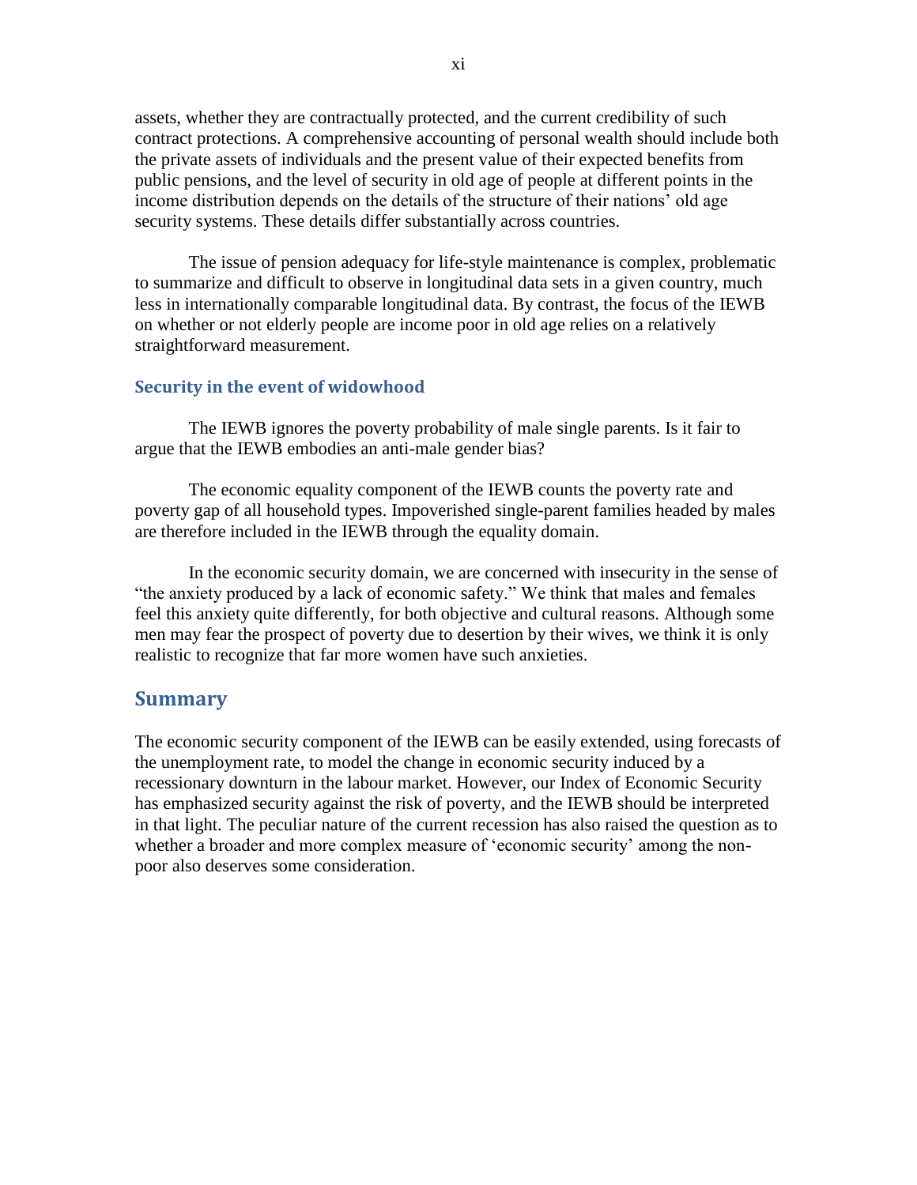assets, whether they are contractually protected, and the current credibility of such contract protections. A comprehensive accounting of personal wealth should include both the private assets of individuals and the present value of their expected benefits from public pensions, and the level of security in old age of people at different points in the income distribution depends on the details of the structure of their nations' old age security systems. These details differ substantially across countries.

The issue of pension adequacy for life-style maintenance is complex, problematic to summarize and difficult to observe in longitudinal data sets in a given country, much less in internationally comparable longitudinal data. By contrast, the focus of the IEWB on whether or not elderly people are income poor in old age relies on a relatively straightforward measurement.

### Security in the event of widowhood

The IEWB ignores the poverty probability of male single parents. Is it fair to argue that the IEWB embodies an anti-male gender bias?

The economic equality component of the IEWB counts the poverty rate and poverty gap of all household types. Impoverished single-parent families headed by males are therefore included in the IEWB through the equality domain.

In the economic security domain, we are concerned with insecurity in the sense of "the anxiety produced by a lack of economic safety." We think that males and females feel this anxiety quite differently, for both objective and cultural reasons. Although some men may fear the prospect of poverty due to desertion by their wives, we think it is only realistic to recognize that far more women have such anxieties.

## Summary

The economic security component of the IEWB can be easily extended, using forecasts of the unemployment rate, to model the change in economic security induced by a recessionary downturn in the labour market. However, our Index of Economic Security has emphasized security against the risk of poverty, and the IEWB should be interpreted in that light. The peculiar nature of the current recession has also raised the question as to whether a broader and more complex measure of 'economic security' among the non-poor also deserves some consideration.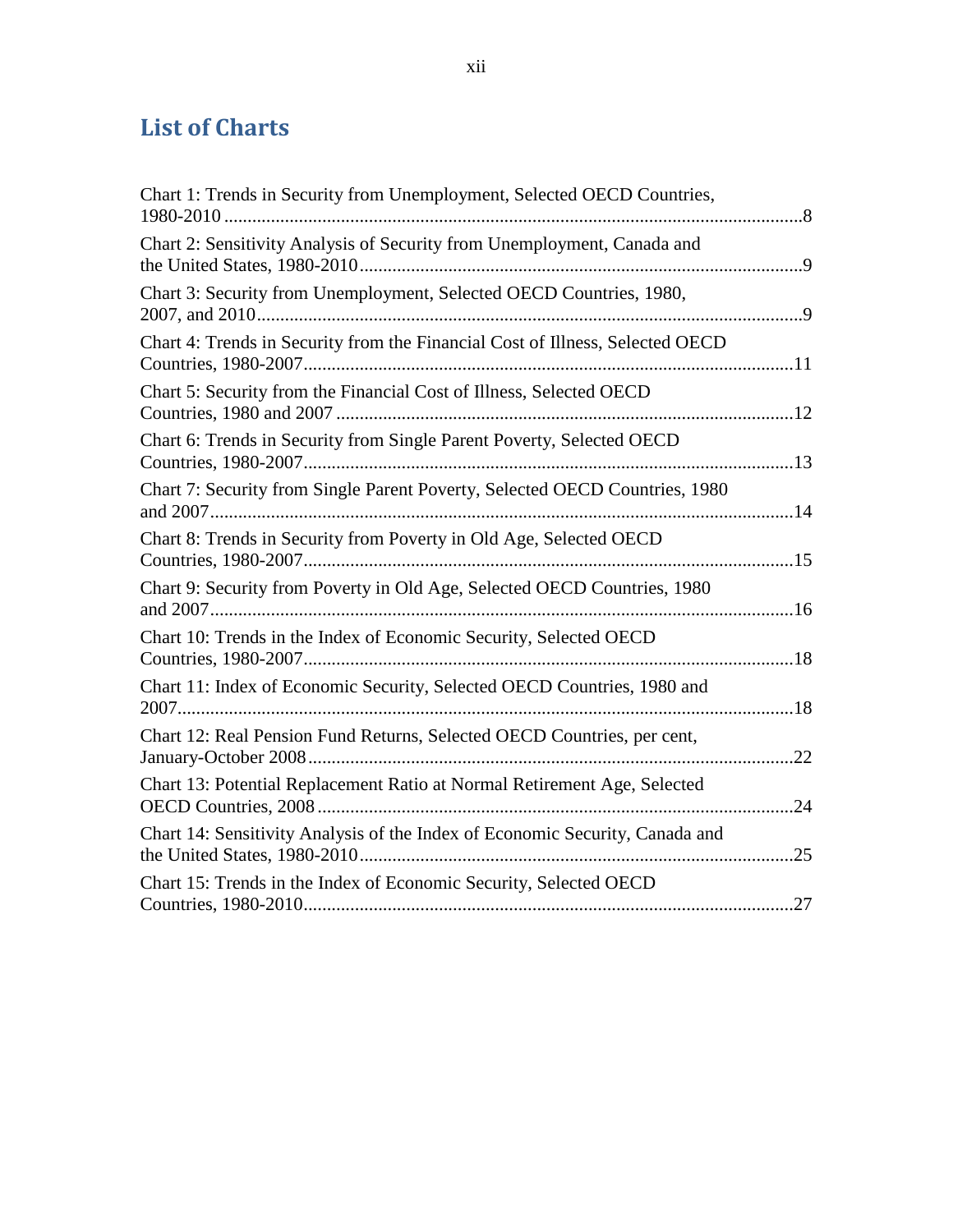## List of Charts

Chart 1: Trends in Security from Unemployment, Selected OECD Countries, 1980-2010 ........................................................................................................................8

Chart 2: Sensitivity Analysis of Security from Unemployment, Canada and the United States, 1980-2010 ..........................................................................................9

Chart 3: Security from Unemployment, Selected OECD Countries, 1980, 2007, and 2010...................................................................................................................9

Chart 4: Trends in Security from the Financial Cost of Illness, Selected OECD Countries, 1980-2007......................................................................................................11

Chart 5: Security from the Financial Cost of Illness, Selected OECD Countries, 1980 and 2007 ...............................................................................................12

Chart 6: Trends in Security from Single Parent Poverty, Selected OECD Countries, 1980-2007......................................................................................................13

Chart 7: Security from Single Parent Poverty, Selected OECD Countries, 1980 and 2007...........................................................................................................................14

Chart 8: Trends in Security from Poverty in Old Age, Selected OECD Countries, 1980-2007......................................................................................................15

Chart 9: Security from Poverty in Old Age, Selected OECD Countries, 1980 and 2007...........................................................................................................................16

Chart 10: Trends in the Index of Economic Security, Selected OECD Countries, 1980-2007......................................................................................................18

Chart 11: Index of Economic Security, Selected OECD Countries, 1980 and 2007..................................................................................................................................18

Chart 12: Real Pension Fund Returns, Selected OECD Countries, per cent, January-October 2008 ......................................................................................................22

Chart 13: Potential Replacement Ratio at Normal Retirement Age, Selected OECD Countries, 2008 ....................................................................................................24

Chart 14: Sensitivity Analysis of the Index of Economic Security, Canada and the United States, 1980-2010..........................................................................................25

Chart 15: Trends in the Index of Economic Security, Selected OECD Countries, 1980-2010......................................................................................................27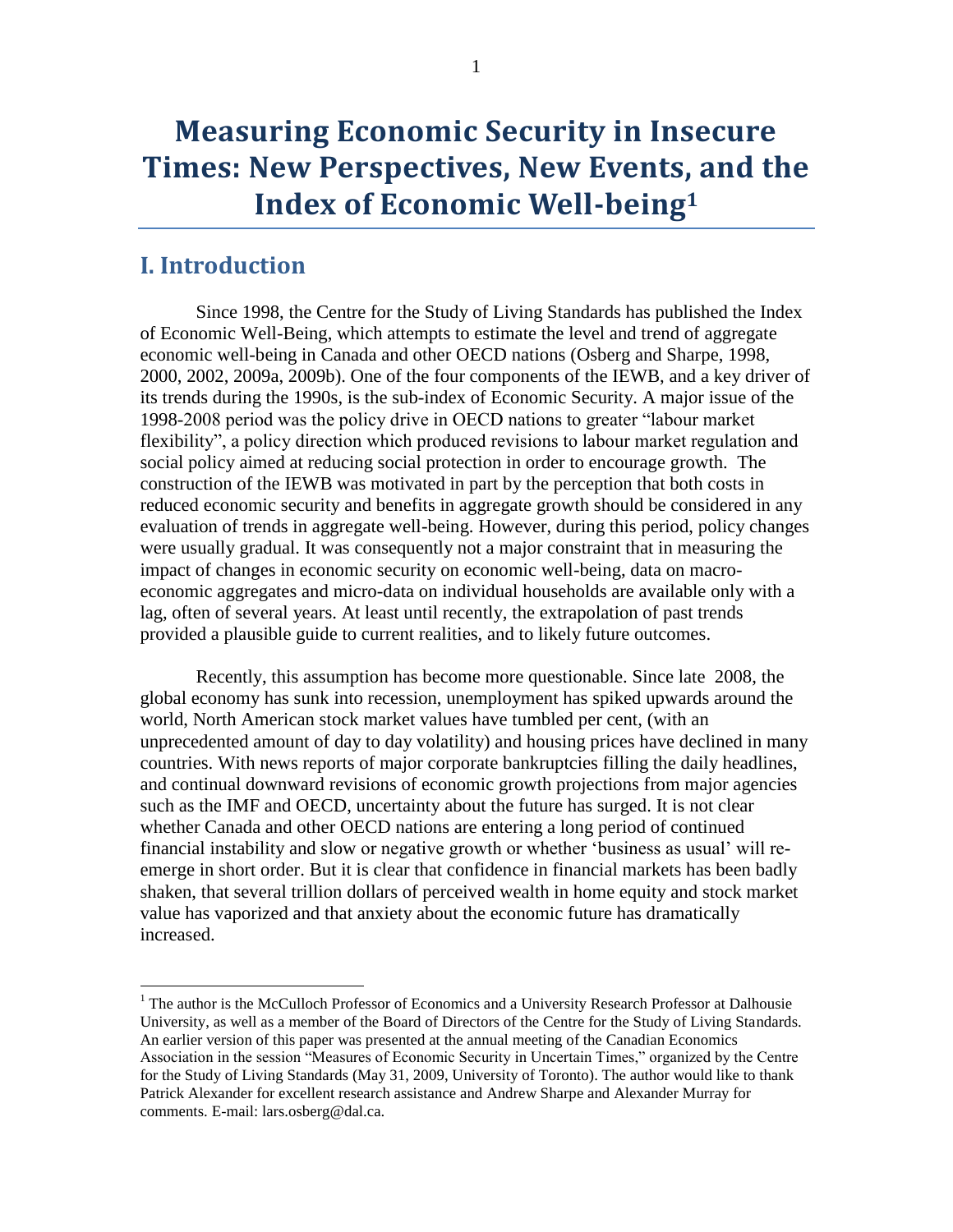# Measuring Economic Security in Insecure Times: New Perspectives, New Events, and the Index of Economic Well-being[1]

## I. Introduction

Since 1998, the Centre for the Study of Living Standards has published the Index of Economic Well-Being, which attempts to estimate the level and trend of aggregate economic well-being in Canada and other OECD nations (Osberg and Sharpe, 1998, 2000, 2002, 2009a, 2009b). One of the four components of the IEWB, and a key driver of its trends during the 1990s, is the sub-index of Economic Security. A major issue of the 1998-2008 period was the policy drive in OECD nations to greater "labour market flexibility", a policy direction which produced revisions to labour market regulation and social policy aimed at reducing social protection in order to encourage growth. The construction of the IEWB was motivated in part by the perception that both costs in reduced economic security and benefits in aggregate growth should be considered in any evaluation of trends in aggregate well-being. However, during this period, policy changes were usually gradual. It was consequently not a major constraint that in measuring the impact of changes in economic security on economic well-being, data on macro-economic aggregates and micro-data on individual households are available only with a lag, often of several years. At least until recently, the extrapolation of past trends provided a plausible guide to current realities, and to likely future outcomes.

Recently, this assumption has become more questionable. Since late 2008, the global economy has sunk into recession, unemployment has spiked upwards around the world, North American stock market values have tumbled per cent, (with an unprecedented amount of day to day volatility) and housing prices have declined in many countries. With news reports of major corporate bankruptcies filling the daily headlines, and continual downward revisions of economic growth projections from major agencies such as the IMF and OECD, uncertainty about the future has surged. It is not clear whether Canada and other OECD nations are entering a long period of continued financial instability and slow or negative growth or whether 'business as usual' will re-emerge in short order. But it is clear that confidence in financial markets has been badly shaken, that several trillion dollars of perceived wealth in home equity and stock market value has vaporized and that anxiety about the economic future has dramatically increased.

[1] The author is the McCulloch Professor of Economics and a University Research Professor at Dalhousie University, as well as a member of the Board of Directors of the Centre for the Study of Living Standards. An earlier version of this paper was presented at the annual meeting of the Canadian Economics Association in the session "Measures of Economic Security in Uncertain Times," organized by the Centre for the Study of Living Standards (May 31, 2009, University of Toronto). The author would like to thank Patrick Alexander for excellent research assistance and Andrew Sharpe and Alexander Murray for comments. E-mail: lars.osberg@dal.ca.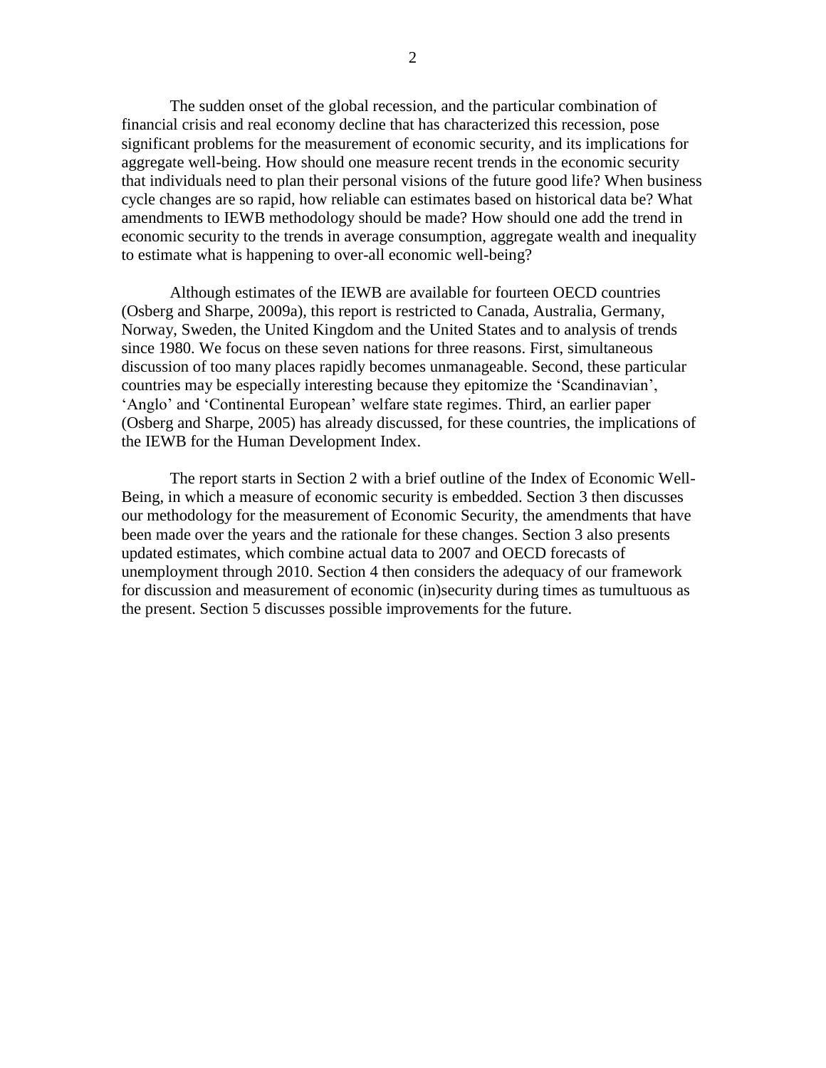The sudden onset of the global recession, and the particular combination of financial crisis and real economy decline that has characterized this recession, pose significant problems for the measurement of economic security, and its implications for aggregate well-being. How should one measure recent trends in the economic security that individuals need to plan their personal visions of the future good life? When business cycle changes are so rapid, how reliable can estimates based on historical data be? What amendments to IEWB methodology should be made? How should one add the trend in economic security to the trends in average consumption, aggregate wealth and inequality to estimate what is happening to over-all economic well-being?

Although estimates of the IEWB are available for fourteen OECD countries (Osberg and Sharpe, 2009a), this report is restricted to Canada, Australia, Germany, Norway, Sweden, the United Kingdom and the United States and to analysis of trends since 1980. We focus on these seven nations for three reasons. First, simultaneous discussion of too many places rapidly becomes unmanageable. Second, these particular countries may be especially interesting because they epitomize the 'Scandinavian', 'Anglo' and 'Continental European' welfare state regimes. Third, an earlier paper (Osberg and Sharpe, 2005) has already discussed, for these countries, the implications of the IEWB for the Human Development Index.

The report starts in Section 2 with a brief outline of the Index of Economic Well-Being, in which a measure of economic security is embedded. Section 3 then discusses our methodology for the measurement of Economic Security, the amendments that have been made over the years and the rationale for these changes. Section 3 also presents updated estimates, which combine actual data to 2007 and OECD forecasts of unemployment through 2010. Section 4 then considers the adequacy of our framework for discussion and measurement of economic (in)security during times as tumultuous as the present. Section 5 discusses possible improvements for the future.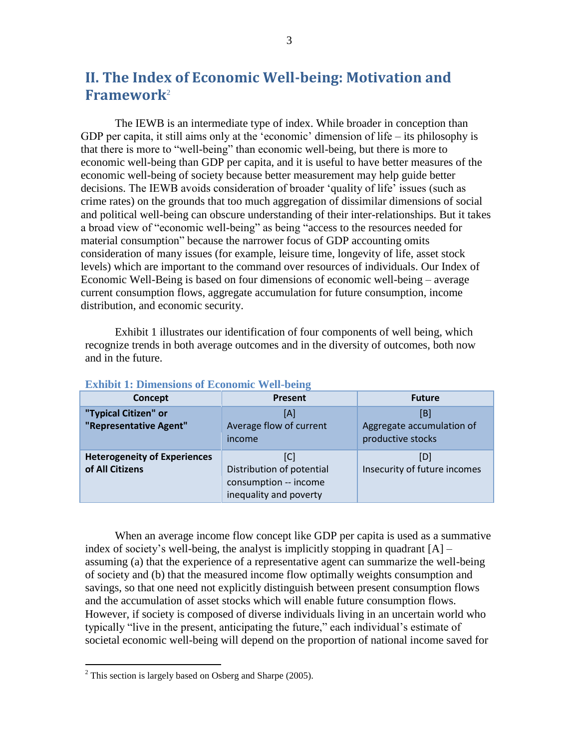## II. The Index of Economic Well-being: Motivation and Framework[2]

The IEWB is an intermediate type of index. While broader in conception than GDP per capita, it still aims only at the 'economic' dimension of life – its philosophy is that there is more to "well-being" than economic well-being, but there is more to economic well-being than GDP per capita, and it is useful to have better measures of the economic well-being of society because better measurement may help guide better decisions. The IEWB avoids consideration of broader 'quality of life' issues (such as crime rates) on the grounds that too much aggregation of dissimilar dimensions of social and political well-being can obscure understanding of their inter-relationships. But it takes a broad view of "economic well-being" as being "access to the resources needed for material consumption" because the narrower focus of GDP accounting omits consideration of many issues (for example, leisure time, longevity of life, asset stock levels) which are important to the command over resources of individuals. Our Index of Economic Well-Being is based on four dimensions of economic well-being – average current consumption flows, aggregate accumulation for future consumption, income distribution, and economic security.

Exhibit 1 illustrates our identification of four components of well being, which recognize trends in both average outcomes and in the diversity of outcomes, both now and in the future.

**Exhibit 1: Dimensions of Economic Well-being**

| Concept | Present | Future |
|---|---|---|
| **"Typical Citizen" or "Representative Agent"** | [A] Average flow of current income | [B] Aggregate accumulation of productive stocks |
| **Heterogeneity of Experiences of All Citizens** | [C] Distribution of potential consumption -- income inequality and poverty | [D] Insecurity of future incomes |

When an average income flow concept like GDP per capita is used as a summative index of society's well-being, the analyst is implicitly stopping in quadrant [A] – assuming (a) that the experience of a representative agent can summarize the well-being of society and (b) that the measured income flow optimally weights consumption and savings, so that one need not explicitly distinguish between present consumption flows and the accumulation of asset stocks which will enable future consumption flows. However, if society is composed of diverse individuals living in an uncertain world who typically "live in the present, anticipating the future," each individual's estimate of societal economic well-being will depend on the proportion of national income saved for

[2] This section is largely based on Osberg and Sharpe (2005).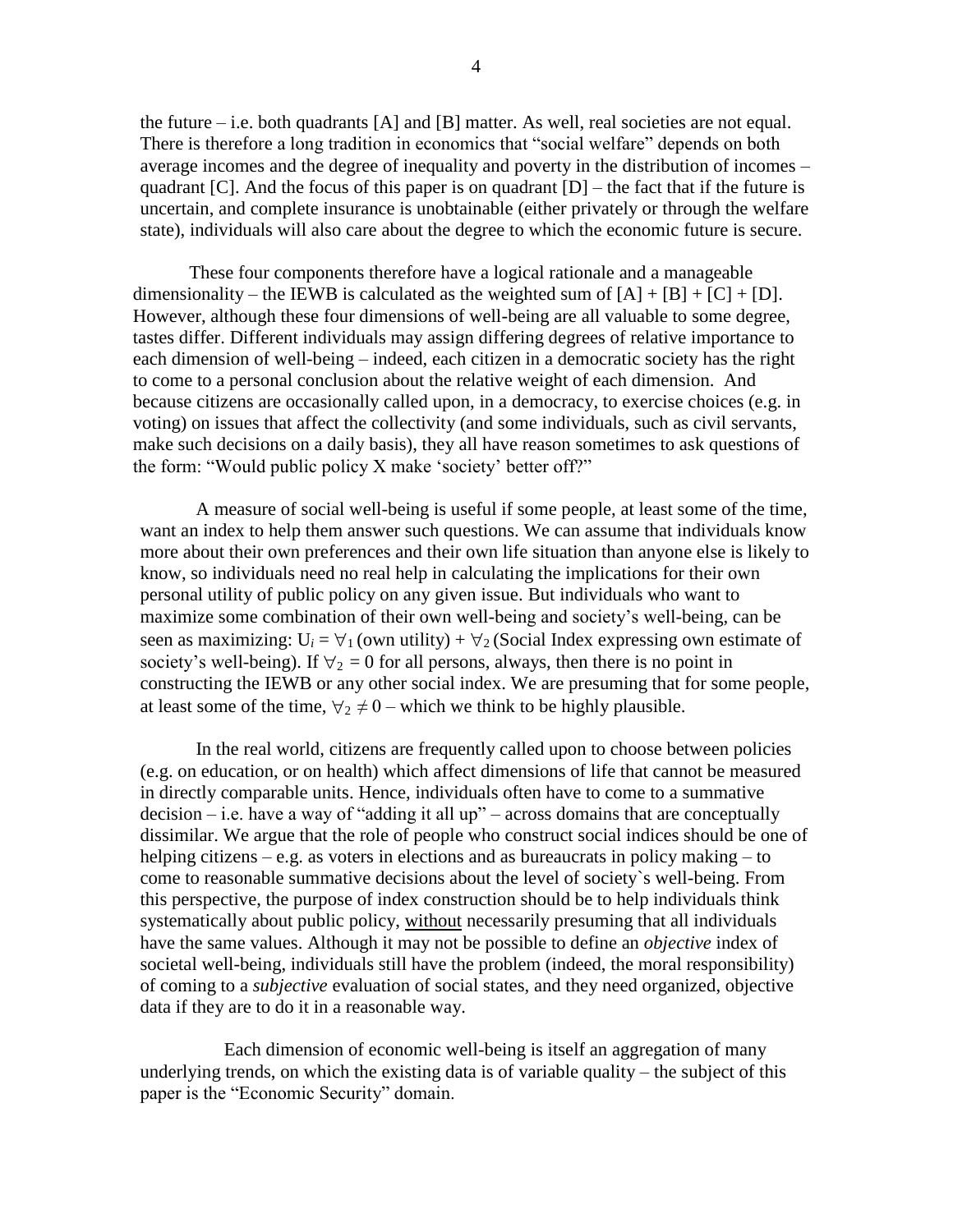the future – i.e. both quadrants [A] and [B] matter. As well, real societies are not equal. There is therefore a long tradition in economics that "social welfare" depends on both average incomes and the degree of inequality and poverty in the distribution of incomes – quadrant [C]. And the focus of this paper is on quadrant [D] – the fact that if the future is uncertain, and complete insurance is unobtainable (either privately or through the welfare state), individuals will also care about the degree to which the economic future is secure.

These four components therefore have a logical rationale and a manageable dimensionality – the IEWB is calculated as the weighted sum of [A] + [B] + [C] + [D]. However, although these four dimensions of well-being are all valuable to some degree, tastes differ. Different individuals may assign differing degrees of relative importance to each dimension of well-being – indeed, each citizen in a democratic society has the right to come to a personal conclusion about the relative weight of each dimension. And because citizens are occasionally called upon, in a democracy, to exercise choices (e.g. in voting) on issues that affect the collectivity (and some individuals, such as civil servants, make such decisions on a daily basis), they all have reason sometimes to ask questions of the form: "Would public policy X make 'society' better off?"

A measure of social well-being is useful if some people, at least some of the time, want an index to help them answer such questions. We can assume that individuals know more about their own preferences and their own life situation than anyone else is likely to know, so individuals need no real help in calculating the implications for their own personal utility of public policy on any given issue. But individuals who want to maximize some combination of their own well-being and society's well-being, can be seen as maximizing: $U_i = \forall_1$ (own utility) + $\forall_2$ (Social Index expressing own estimate of society's well-being). If $\forall_2 = 0$ for all persons, always, then there is no point in constructing the IEWB or any other social index. We are presuming that for some people, at least some of the time, $\forall_2 \neq 0$ – which we think to be highly plausible.

In the real world, citizens are frequently called upon to choose between policies (e.g. on education, or on health) which affect dimensions of life that cannot be measured in directly comparable units. Hence, individuals often have to come to a summative decision – i.e. have a way of "adding it all up" – across domains that are conceptually dissimilar. We argue that the role of people who construct social indices should be one of helping citizens – e.g. as voters in elections and as bureaucrats in policy making – to come to reasonable summative decisions about the level of society`s well-being. From this perspective, the purpose of index construction should be to help individuals think systematically about public policy, <u>without</u> necessarily presuming that all individuals have the same values. Although it may not be possible to define an *objective* index of societal well-being, individuals still have the problem (indeed, the moral responsibility) of coming to a *subjective* evaluation of social states, and they need organized, objective data if they are to do it in a reasonable way.

Each dimension of economic well-being is itself an aggregation of many underlying trends, on which the existing data is of variable quality – the subject of this paper is the "Economic Security" domain.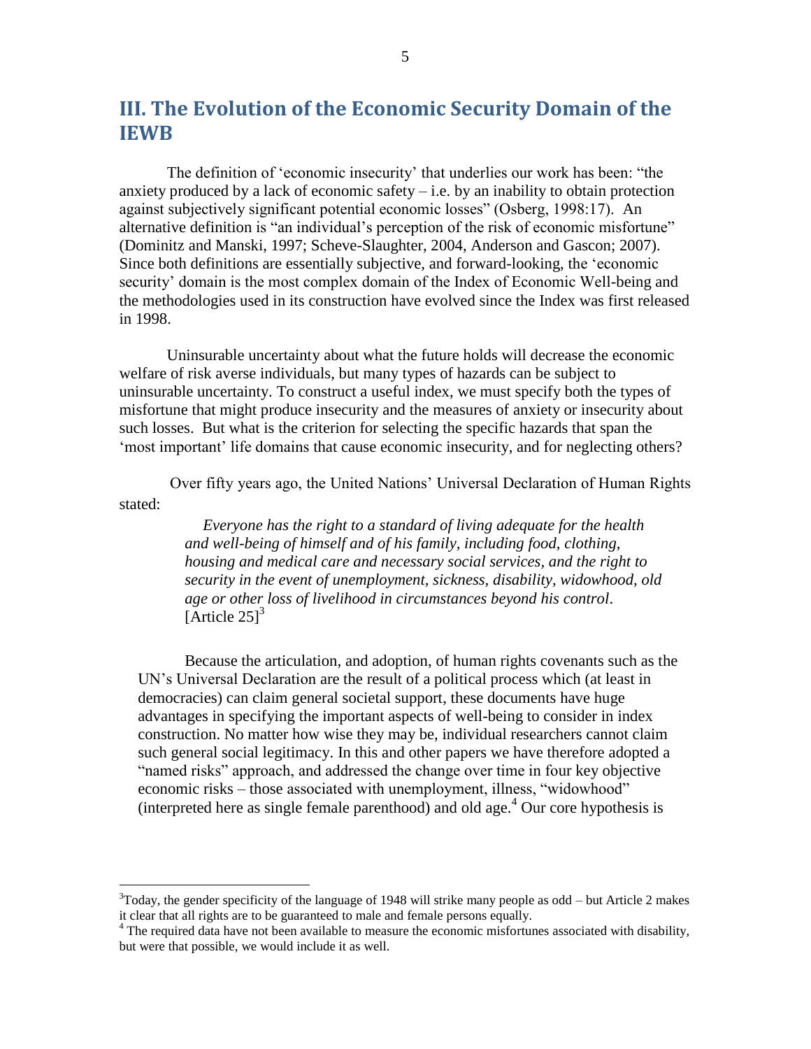## III. The Evolution of the Economic Security Domain of the IEWB

The definition of 'economic insecurity' that underlies our work has been: "the anxiety produced by a lack of economic safety – i.e. by an inability to obtain protection against subjectively significant potential economic losses" (Osberg, 1998:17). An alternative definition is "an individual's perception of the risk of economic misfortune" (Dominitz and Manski, 1997; Scheve-Slaughter, 2004, Anderson and Gascon; 2007). Since both definitions are essentially subjective, and forward-looking, the 'economic security' domain is the most complex domain of the Index of Economic Well-being and the methodologies used in its construction have evolved since the Index was first released in 1998.

Uninsurable uncertainty about what the future holds will decrease the economic welfare of risk averse individuals, but many types of hazards can be subject to uninsurable uncertainty. To construct a useful index, we must specify both the types of misfortune that might produce insecurity and the measures of anxiety or insecurity about such losses. But what is the criterion for selecting the specific hazards that span the 'most important' life domains that cause economic insecurity, and for neglecting others?

Over fifty years ago, the United Nations' Universal Declaration of Human Rights stated:

> *Everyone has the right to a standard of living adequate for the health and well-being of himself and of his family, including food, clothing, housing and medical care and necessary social services, and the right to security in the event of unemployment, sickness, disability, widowhood, old age or other loss of livelihood in circumstances beyond his control*. [Article 25][3]

Because the articulation, and adoption, of human rights covenants such as the UN's Universal Declaration are the result of a political process which (at least in democracies) can claim general societal support, these documents have huge advantages in specifying the important aspects of well-being to consider in index construction. No matter how wise they may be, individual researchers cannot claim such general social legitimacy. In this and other papers we have therefore adopted a "named risks" approach, and addressed the change over time in four key objective economic risks – those associated with unemployment, illness, "widowhood" (interpreted here as single female parenthood) and old age.[4] Our core hypothesis is

---

[3] Today, the gender specificity of the language of 1948 will strike many people as odd – but Article 2 makes it clear that all rights are to be guaranteed to male and female persons equally.

[4] The required data have not been available to measure the economic misfortunes associated with disability, but were that possible, we would include it as well.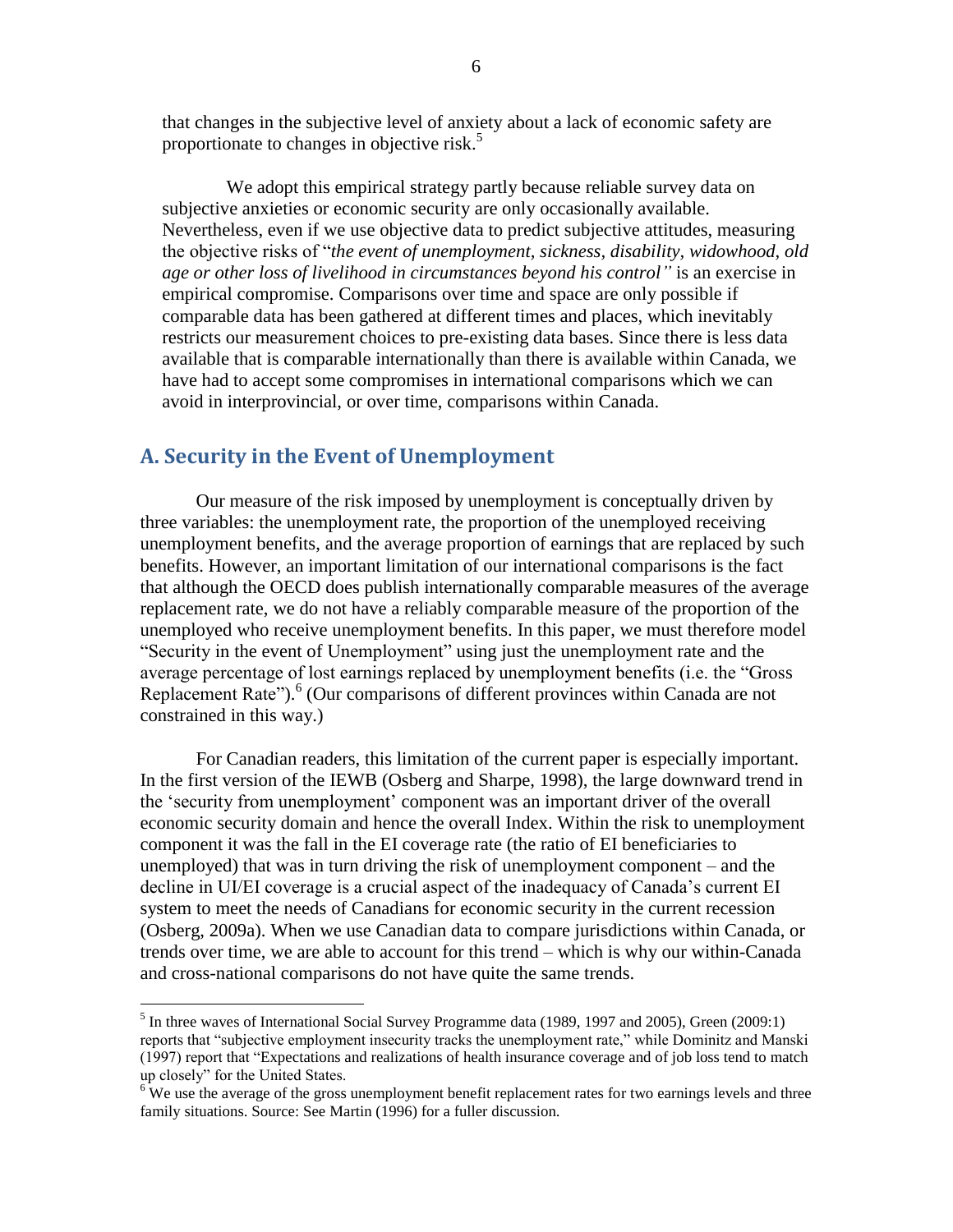that changes in the subjective level of anxiety about a lack of economic safety are proportionate to changes in objective risk.[5]

We adopt this empirical strategy partly because reliable survey data on subjective anxieties or economic security are only occasionally available. Nevertheless, even if we use objective data to predict subjective attitudes, measuring the objective risks of "*the event of unemployment, sickness, disability, widowhood, old age or other loss of livelihood in circumstances beyond his control"* is an exercise in empirical compromise. Comparisons over time and space are only possible if comparable data has been gathered at different times and places, which inevitably restricts our measurement choices to pre-existing data bases. Since there is less data available that is comparable internationally than there is available within Canada, we have had to accept some compromises in international comparisons which we can avoid in interprovincial, or over time, comparisons within Canada.

## A. Security in the Event of Unemployment

Our measure of the risk imposed by unemployment is conceptually driven by three variables: the unemployment rate, the proportion of the unemployed receiving unemployment benefits, and the average proportion of earnings that are replaced by such benefits. However, an important limitation of our international comparisons is the fact that although the OECD does publish internationally comparable measures of the average replacement rate, we do not have a reliably comparable measure of the proportion of the unemployed who receive unemployment benefits. In this paper, we must therefore model "Security in the event of Unemployment" using just the unemployment rate and the average percentage of lost earnings replaced by unemployment benefits (i.e. the "Gross Replacement Rate").[6] (Our comparisons of different provinces within Canada are not constrained in this way.)

For Canadian readers, this limitation of the current paper is especially important. In the first version of the IEWB (Osberg and Sharpe, 1998), the large downward trend in the 'security from unemployment' component was an important driver of the overall economic security domain and hence the overall Index. Within the risk to unemployment component it was the fall in the EI coverage rate (the ratio of EI beneficiaries to unemployed) that was in turn driving the risk of unemployment component – and the decline in UI/EI coverage is a crucial aspect of the inadequacy of Canada's current EI system to meet the needs of Canadians for economic security in the current recession (Osberg, 2009a). When we use Canadian data to compare jurisdictions within Canada, or trends over time, we are able to account for this trend – which is why our within-Canada and cross-national comparisons do not have quite the same trends.

---

[5] In three waves of International Social Survey Programme data (1989, 1997 and 2005), Green (2009:1) reports that "subjective employment insecurity tracks the unemployment rate," while Dominitz and Manski (1997) report that "Expectations and realizations of health insurance coverage and of job loss tend to match up closely" for the United States.

[6] We use the average of the gross unemployment benefit replacement rates for two earnings levels and three family situations. Source: See Martin (1996) for a fuller discussion.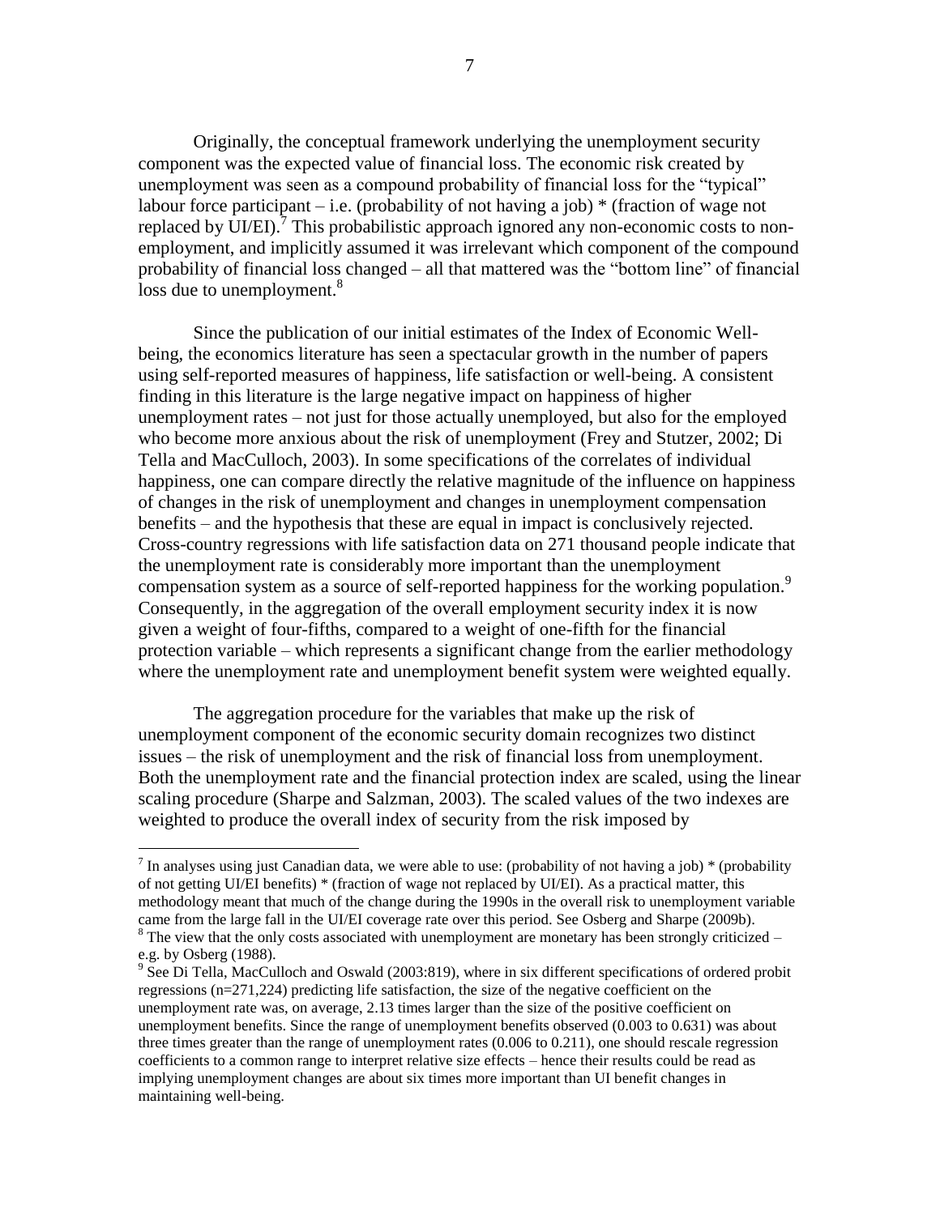Originally, the conceptual framework underlying the unemployment security component was the expected value of financial loss. The economic risk created by unemployment was seen as a compound probability of financial loss for the "typical" labour force participant – i.e. (probability of not having a job) * (fraction of wage not replaced by UI/EI).[7] This probabilistic approach ignored any non-economic costs to non-employment, and implicitly assumed it was irrelevant which component of the compound probability of financial loss changed – all that mattered was the "bottom line" of financial loss due to unemployment.[8]

Since the publication of our initial estimates of the Index of Economic Well-being, the economics literature has seen a spectacular growth in the number of papers using self-reported measures of happiness, life satisfaction or well-being. A consistent finding in this literature is the large negative impact on happiness of higher unemployment rates – not just for those actually unemployed, but also for the employed who become more anxious about the risk of unemployment (Frey and Stutzer, 2002; Di Tella and MacCulloch, 2003). In some specifications of the correlates of individual happiness, one can compare directly the relative magnitude of the influence on happiness of changes in the risk of unemployment and changes in unemployment compensation benefits – and the hypothesis that these are equal in impact is conclusively rejected. Cross-country regressions with life satisfaction data on 271 thousand people indicate that the unemployment rate is considerably more important than the unemployment compensation system as a source of self-reported happiness for the working population.[9] Consequently, in the aggregation of the overall employment security index it is now given a weight of four-fifths, compared to a weight of one-fifth for the financial protection variable – which represents a significant change from the earlier methodology where the unemployment rate and unemployment benefit system were weighted equally.

The aggregation procedure for the variables that make up the risk of unemployment component of the economic security domain recognizes two distinct issues – the risk of unemployment and the risk of financial loss from unemployment. Both the unemployment rate and the financial protection index are scaled, using the linear scaling procedure (Sharpe and Salzman, 2003). The scaled values of the two indexes are weighted to produce the overall index of security from the risk imposed by

---

[7] In analyses using just Canadian data, we were able to use: (probability of not having a job) * (probability of not getting UI/EI benefits) * (fraction of wage not replaced by UI/EI). As a practical matter, this methodology meant that much of the change during the 1990s in the overall risk to unemployment variable came from the large fall in the UI/EI coverage rate over this period. See Osberg and Sharpe (2009b).

[8] The view that the only costs associated with unemployment are monetary has been strongly criticized – e.g. by Osberg (1988).

[9] See Di Tella, MacCulloch and Oswald (2003:819), where in six different specifications of ordered probit regressions (n=271,224) predicting life satisfaction, the size of the negative coefficient on the unemployment rate was, on average, 2.13 times larger than the size of the positive coefficient on unemployment benefits. Since the range of unemployment benefits observed (0.003 to 0.631) was about three times greater than the range of unemployment rates (0.006 to 0.211), one should rescale regression coefficients to a common range to interpret relative size effects – hence their results could be read as implying unemployment changes are about six times more important than UI benefit changes in maintaining well-being.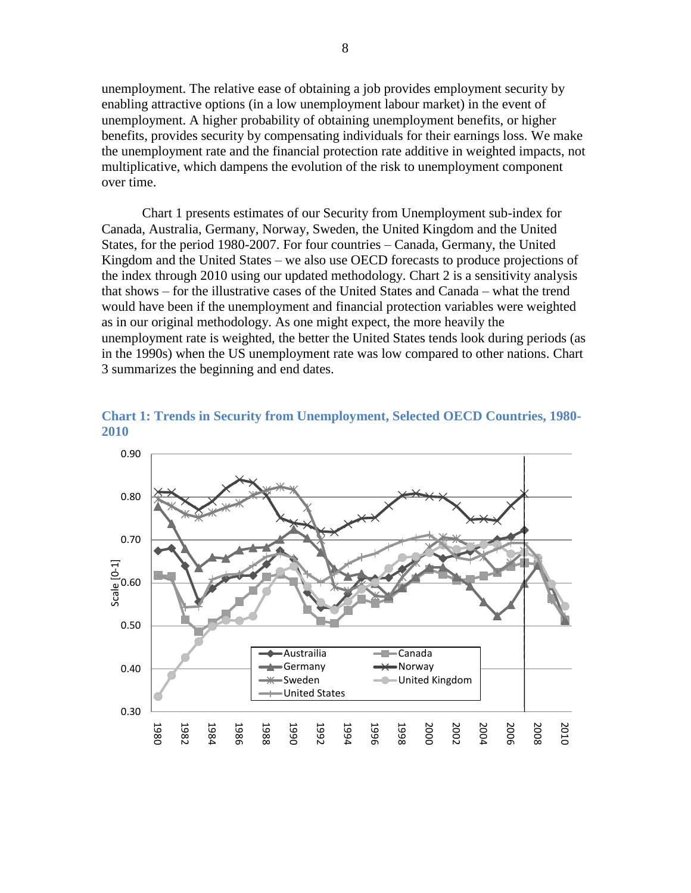unemployment. The relative ease of obtaining a job provides employment security by enabling attractive options (in a low unemployment labour market) in the event of unemployment. A higher probability of obtaining unemployment benefits, or higher benefits, provides security by compensating individuals for their earnings loss. We make the unemployment rate and the financial protection rate additive in weighted impacts, not multiplicative, which dampens the evolution of the risk to unemployment component over time.

Chart 1 presents estimates of our Security from Unemployment sub-index for Canada, Australia, Germany, Norway, Sweden, the United Kingdom and the United States, for the period 1980-2007. For four countries – Canada, Germany, the United Kingdom and the United States – we also use OECD forecasts to produce projections of the index through 2010 using our updated methodology. Chart 2 is a sensitivity analysis that shows – for the illustrative cases of the United States and Canada – what the trend would have been if the unemployment and financial protection variables were weighted as in our original methodology. As one might expect, the more heavily the unemployment rate is weighted, the better the United States tends look during periods (as in the 1990s) when the US unemployment rate was low compared to other nations. Chart 3 summarizes the beginning and end dates.

**Chart 1: Trends in Security from Unemployment, Selected OECD Countries, 1980-2010**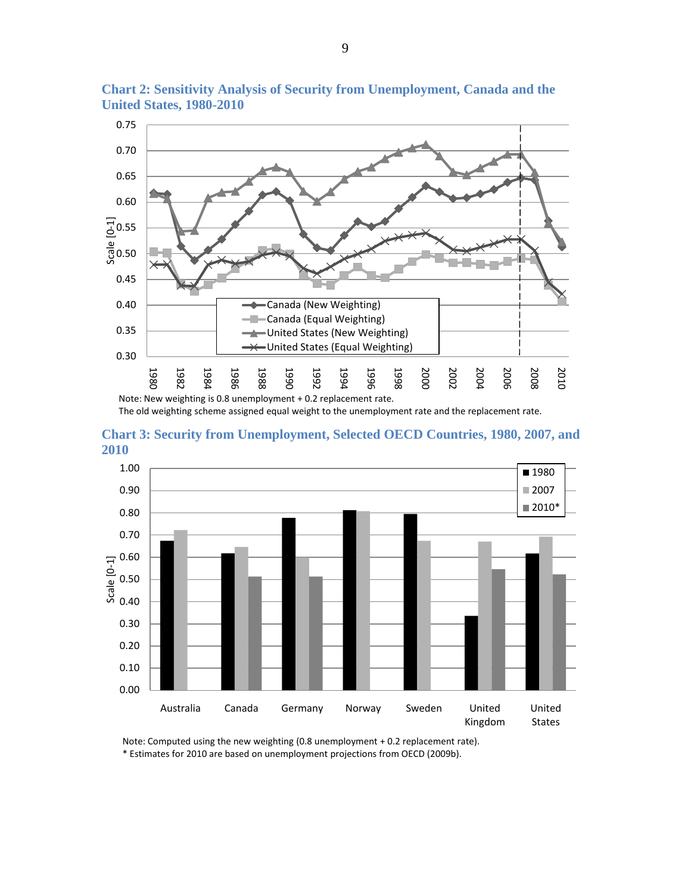**Chart 2: Sensitivity Analysis of Security from Unemployment, Canada and the United States, 1980-2010**

Note: New weighting is 0.8 unemployment + 0.2 replacement rate.
The old weighting scheme assigned equal weight to the unemployment rate and the replacement rate.

**Chart 3: Security from Unemployment, Selected OECD Countries, 1980, 2007, and 2010**

Note: Computed using the new weighting (0.8 unemployment + 0.2 replacement rate).
* Estimates for 2010 are based on unemployment projections from OECD (2009b).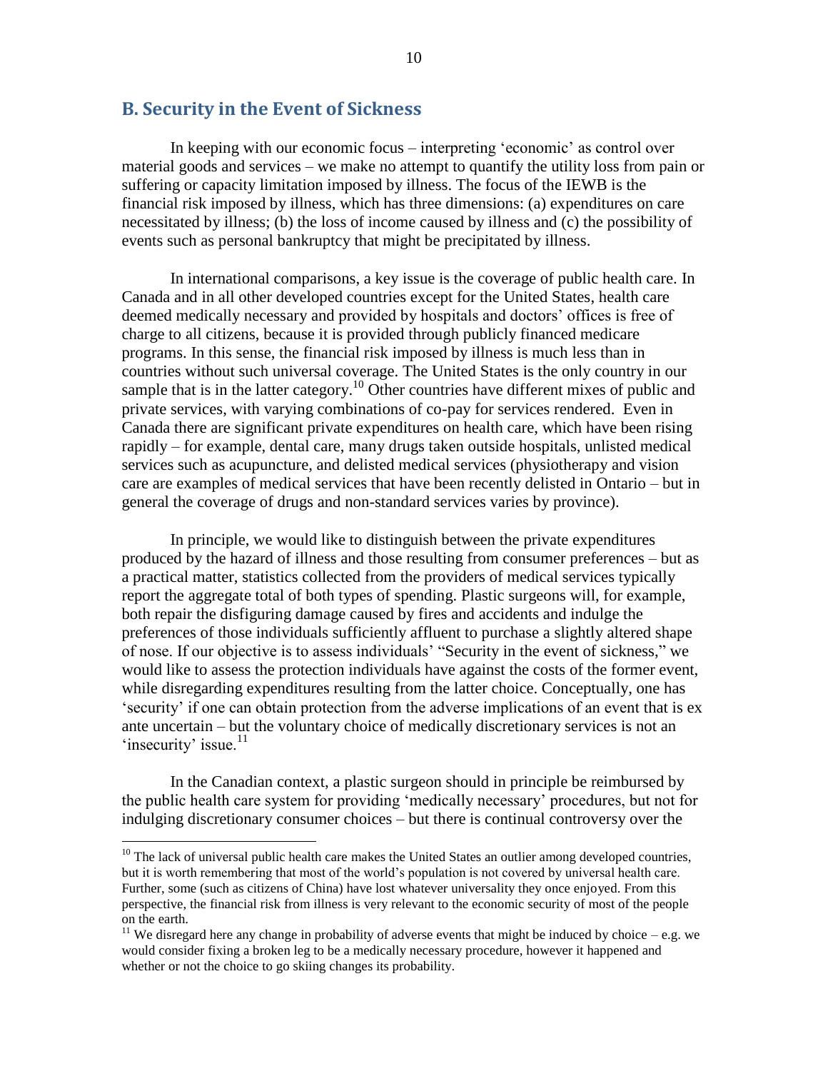## B. Security in the Event of Sickness

In keeping with our economic focus – interpreting 'economic' as control over material goods and services – we make no attempt to quantify the utility loss from pain or suffering or capacity limitation imposed by illness. The focus of the IEWB is the financial risk imposed by illness, which has three dimensions: (a) expenditures on care necessitated by illness; (b) the loss of income caused by illness and (c) the possibility of events such as personal bankruptcy that might be precipitated by illness.

In international comparisons, a key issue is the coverage of public health care. In Canada and in all other developed countries except for the United States, health care deemed medically necessary and provided by hospitals and doctors' offices is free of charge to all citizens, because it is provided through publicly financed medicare programs. In this sense, the financial risk imposed by illness is much less than in countries without such universal coverage. The United States is the only country in our sample that is in the latter category.[10] Other countries have different mixes of public and private services, with varying combinations of co-pay for services rendered. Even in Canada there are significant private expenditures on health care, which have been rising rapidly – for example, dental care, many drugs taken outside hospitals, unlisted medical services such as acupuncture, and delisted medical services (physiotherapy and vision care are examples of medical services that have been recently delisted in Ontario – but in general the coverage of drugs and non-standard services varies by province).

In principle, we would like to distinguish between the private expenditures produced by the hazard of illness and those resulting from consumer preferences – but as a practical matter, statistics collected from the providers of medical services typically report the aggregate total of both types of spending. Plastic surgeons will, for example, both repair the disfiguring damage caused by fires and accidents and indulge the preferences of those individuals sufficiently affluent to purchase a slightly altered shape of nose. If our objective is to assess individuals' "Security in the event of sickness," we would like to assess the protection individuals have against the costs of the former event, while disregarding expenditures resulting from the latter choice. Conceptually, one has 'security' if one can obtain protection from the adverse implications of an event that is ex ante uncertain – but the voluntary choice of medically discretionary services is not an 'insecurity' issue.[11]

In the Canadian context, a plastic surgeon should in principle be reimbursed by the public health care system for providing 'medically necessary' procedures, but not for indulging discretionary consumer choices – but there is continual controversy over the

---

[10] The lack of universal public health care makes the United States an outlier among developed countries, but it is worth remembering that most of the world's population is not covered by universal health care. Further, some (such as citizens of China) have lost whatever universality they once enjoyed. From this perspective, the financial risk from illness is very relevant to the economic security of most of the people on the earth.

[11] We disregard here any change in probability of adverse events that might be induced by choice – e.g. we would consider fixing a broken leg to be a medically necessary procedure, however it happened and whether or not the choice to go skiing changes its probability.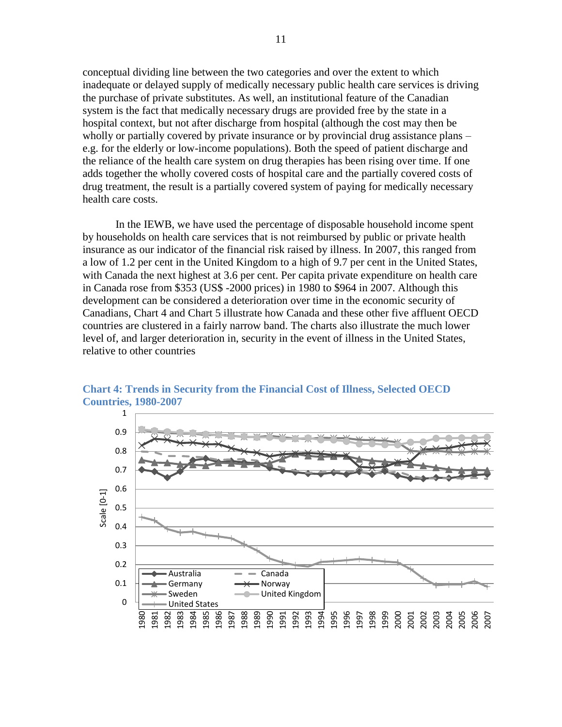conceptual dividing line between the two categories and over the extent to which inadequate or delayed supply of medically necessary public health care services is driving the purchase of private substitutes. As well, an institutional feature of the Canadian system is the fact that medically necessary drugs are provided free by the state in a hospital context, but not after discharge from hospital (although the cost may then be wholly or partially covered by private insurance or by provincial drug assistance plans – e.g. for the elderly or low-income populations). Both the speed of patient discharge and the reliance of the health care system on drug therapies has been rising over time. If one adds together the wholly covered costs of hospital care and the partially covered costs of drug treatment, the result is a partially covered system of paying for medically necessary health care costs.

In the IEWB, we have used the percentage of disposable household income spent by households on health care services that is not reimbursed by public or private health insurance as our indicator of the financial risk raised by illness. In 2007, this ranged from a low of 1.2 per cent in the United Kingdom to a high of 9.7 per cent in the United States, with Canada the next highest at 3.6 per cent. Per capita private expenditure on health care in Canada rose from $353 (US$ -2000 prices) in 1980 to $964 in 2007. Although this development can be considered a deterioration over time in the economic security of Canadians, Chart 4 and Chart 5 illustrate how Canada and these other five affluent OECD countries are clustered in a fairly narrow band. The charts also illustrate the much lower level of, and larger deterioration in, security in the event of illness in the United States, relative to other countries

**Chart 4: Trends in Security from the Financial Cost of Illness, Selected OECD Countries, 1980-2007**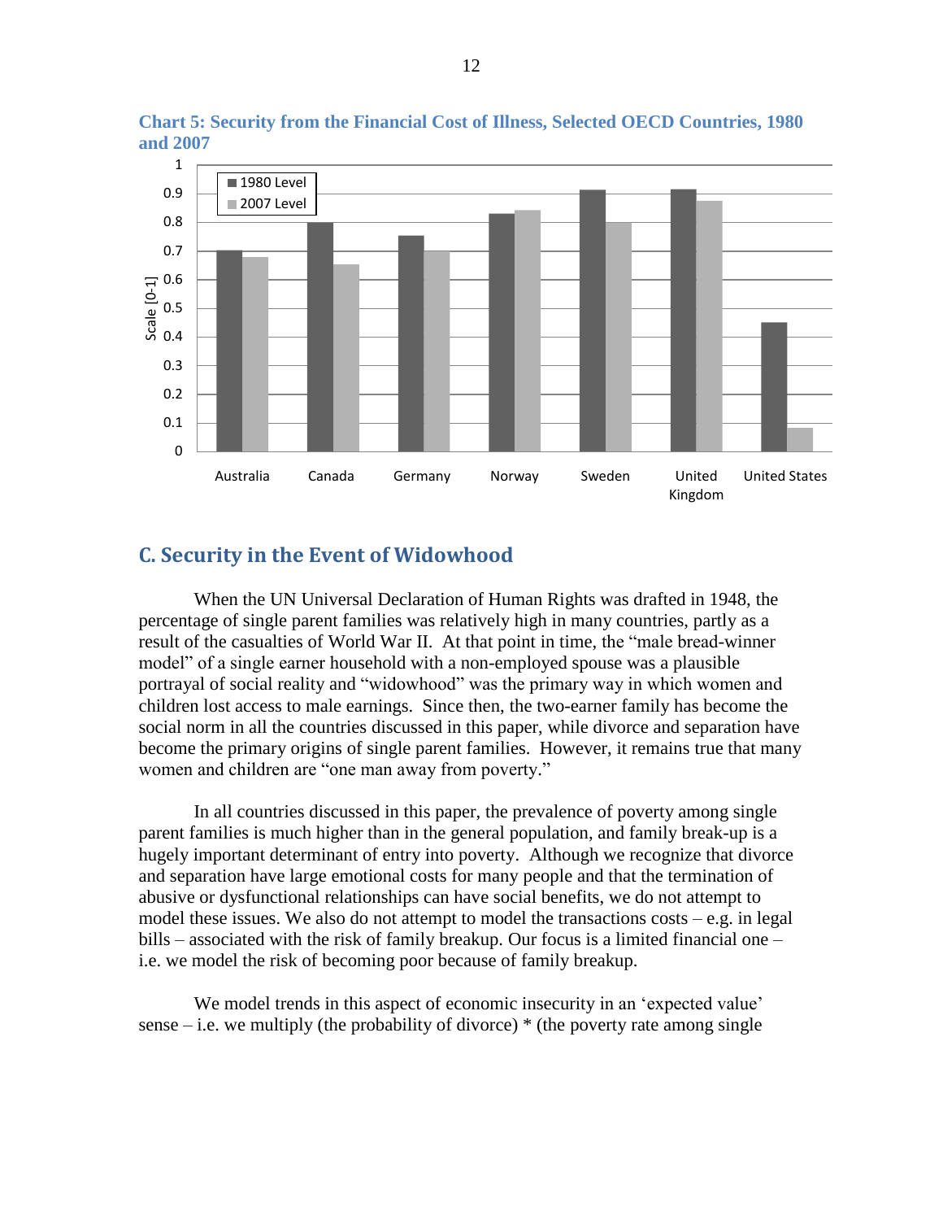**Chart 5: Security from the Financial Cost of Illness, Selected OECD Countries, 1980 and 2007**

## C. Security in the Event of Widowhood

When the UN Universal Declaration of Human Rights was drafted in 1948, the percentage of single parent families was relatively high in many countries, partly as a result of the casualties of World War II. At that point in time, the "male bread-winner model" of a single earner household with a non-employed spouse was a plausible portrayal of social reality and "widowhood" was the primary way in which women and children lost access to male earnings. Since then, the two-earner family has become the social norm in all the countries discussed in this paper, while divorce and separation have become the primary origins of single parent families. However, it remains true that many women and children are "one man away from poverty."

In all countries discussed in this paper, the prevalence of poverty among single parent families is much higher than in the general population, and family break-up is a hugely important determinant of entry into poverty. Although we recognize that divorce and separation have large emotional costs for many people and that the termination of abusive or dysfunctional relationships can have social benefits, we do not attempt to model these issues. We also do not attempt to model the transactions costs – e.g. in legal bills – associated with the risk of family breakup. Our focus is a limited financial one – i.e. we model the risk of becoming poor because of family breakup.

We model trends in this aspect of economic insecurity in an 'expected value' sense – i.e. we multiply (the probability of divorce) * (the poverty rate among single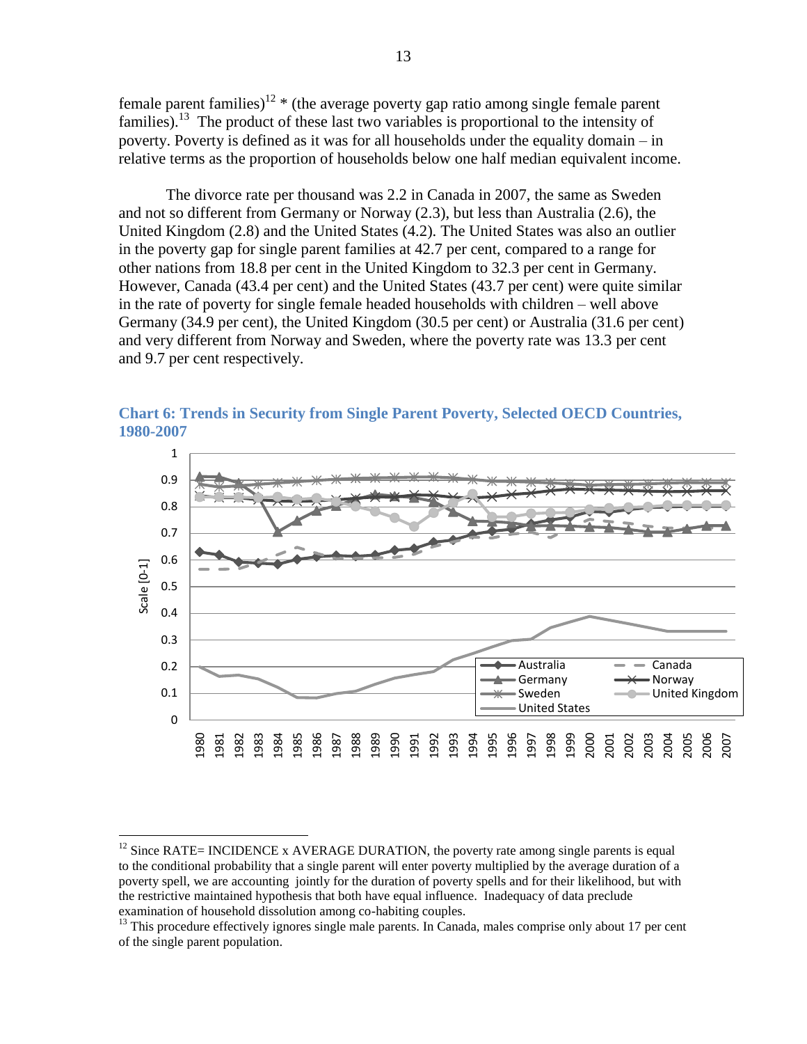female parent families)[12] * (the average poverty gap ratio among single female parent families).[13] The product of these last two variables is proportional to the intensity of poverty. Poverty is defined as it was for all households under the equality domain – in relative terms as the proportion of households below one half median equivalent income.

The divorce rate per thousand was 2.2 in Canada in 2007, the same as Sweden and not so different from Germany or Norway (2.3), but less than Australia (2.6), the United Kingdom (2.8) and the United States (4.2). The United States was also an outlier in the poverty gap for single parent families at 42.7 per cent, compared to a range for other nations from 18.8 per cent in the United Kingdom to 32.3 per cent in Germany. However, Canada (43.4 per cent) and the United States (43.7 per cent) were quite similar in the rate of poverty for single female headed households with children – well above Germany (34.9 per cent), the United Kingdom (30.5 per cent) or Australia (31.6 per cent) and very different from Norway and Sweden, where the poverty rate was 13.3 per cent and 9.7 per cent respectively.

## Chart 6: Trends in Security from Single Parent Poverty, Selected OECD Countries, 1980-2007

[12] Since RATE= INCIDENCE x AVERAGE DURATION, the poverty rate among single parents is equal to the conditional probability that a single parent will enter poverty multiplied by the average duration of a poverty spell, we are accounting jointly for the duration of poverty spells and for their likelihood, but with the restrictive maintained hypothesis that both have equal influence. Inadequacy of data preclude examination of household dissolution among co-habiting couples.

[13] This procedure effectively ignores single male parents. In Canada, males comprise only about 17 per cent of the single parent population.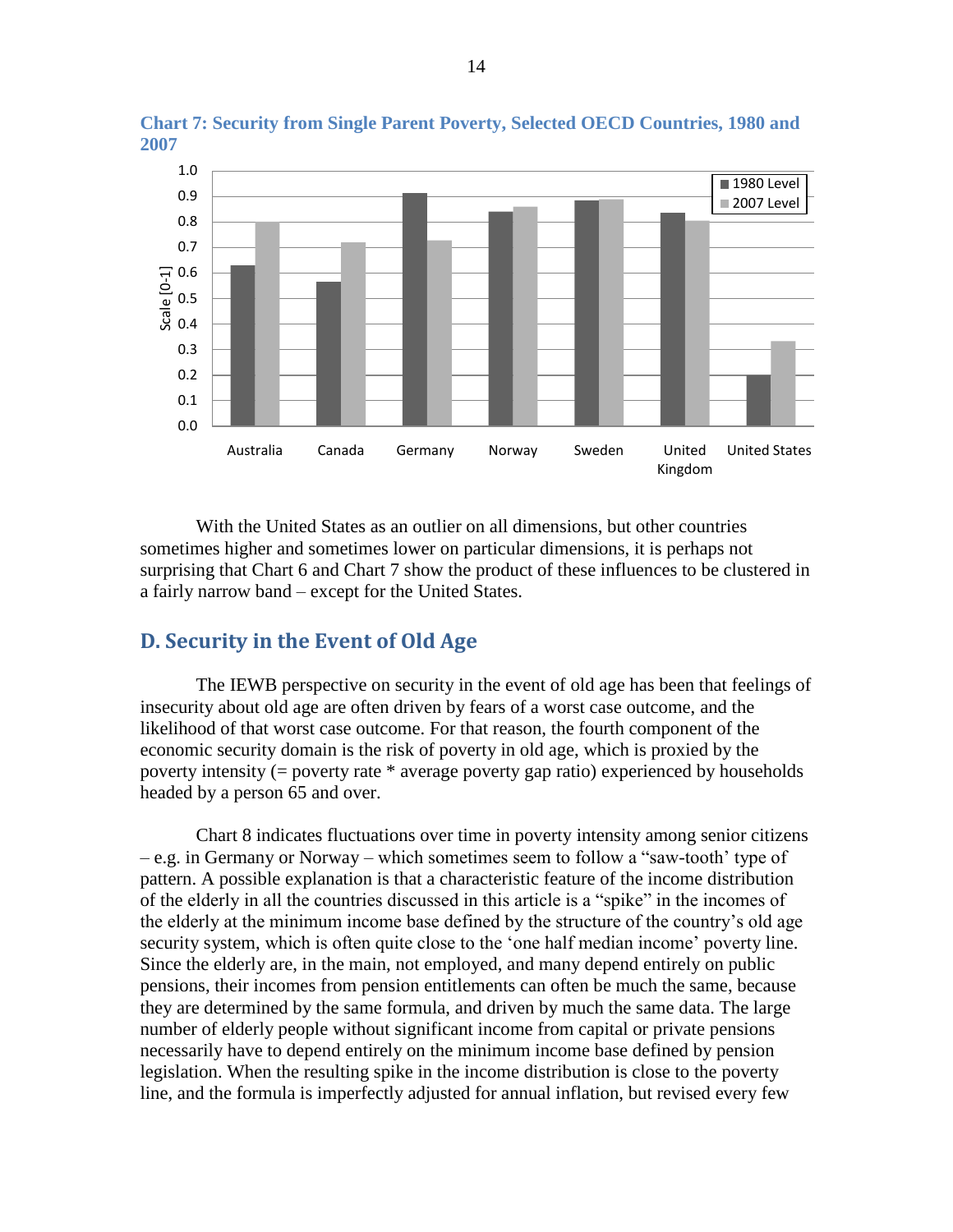**Chart 7: Security from Single Parent Poverty, Selected OECD Countries, 1980 and 2007**

With the United States as an outlier on all dimensions, but other countries sometimes higher and sometimes lower on particular dimensions, it is perhaps not surprising that Chart 6 and Chart 7 show the product of these influences to be clustered in a fairly narrow band – except for the United States.

## D. Security in the Event of Old Age

The IEWB perspective on security in the event of old age has been that feelings of insecurity about old age are often driven by fears of a worst case outcome, and the likelihood of that worst case outcome. For that reason, the fourth component of the economic security domain is the risk of poverty in old age, which is proxied by the poverty intensity (= poverty rate * average poverty gap ratio) experienced by households headed by a person 65 and over.

Chart 8 indicates fluctuations over time in poverty intensity among senior citizens – e.g. in Germany or Norway – which sometimes seem to follow a "saw-tooth" type of pattern. A possible explanation is that a characteristic feature of the income distribution of the elderly in all the countries discussed in this article is a "spike" in the incomes of the elderly at the minimum income base defined by the structure of the country's old age security system, which is often quite close to the 'one half median income' poverty line. Since the elderly are, in the main, not employed, and many depend entirely on public pensions, their incomes from pension entitlements can often be much the same, because they are determined by the same formula, and driven by much the same data. The large number of elderly people without significant income from capital or private pensions necessarily have to depend entirely on the minimum income base defined by pension legislation. When the resulting spike in the income distribution is close to the poverty line, and the formula is imperfectly adjusted for annual inflation, but revised every few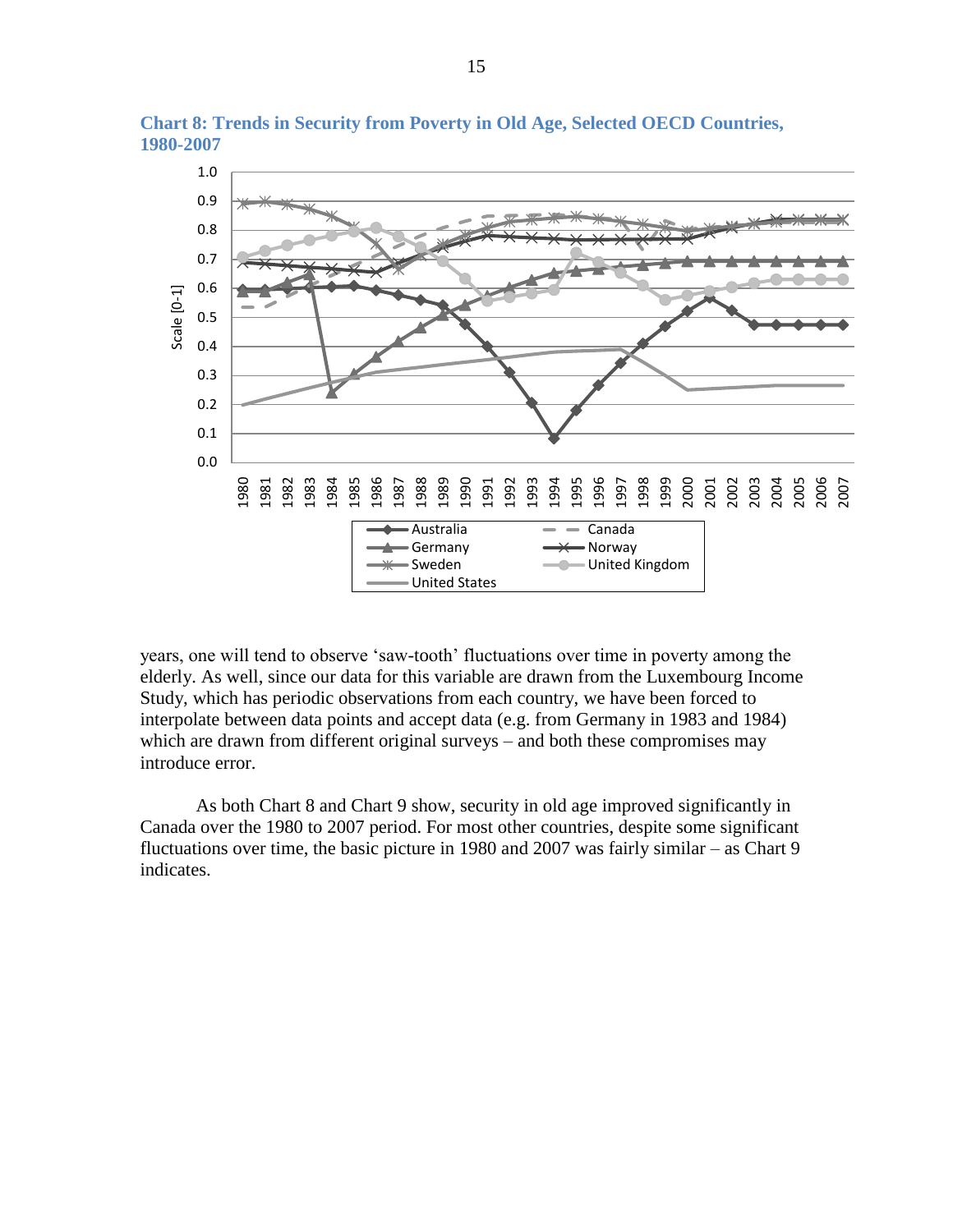**Chart 8: Trends in Security from Poverty in Old Age, Selected OECD Countries, 1980-2007**

years, one will tend to observe 'saw-tooth' fluctuations over time in poverty among the elderly. As well, since our data for this variable are drawn from the Luxembourg Income Study, which has periodic observations from each country, we have been forced to interpolate between data points and accept data (e.g. from Germany in 1983 and 1984) which are drawn from different original surveys – and both these compromises may introduce error.

As both Chart 8 and Chart 9 show, security in old age improved significantly in Canada over the 1980 to 2007 period. For most other countries, despite some significant fluctuations over time, the basic picture in 1980 and 2007 was fairly similar – as Chart 9 indicates.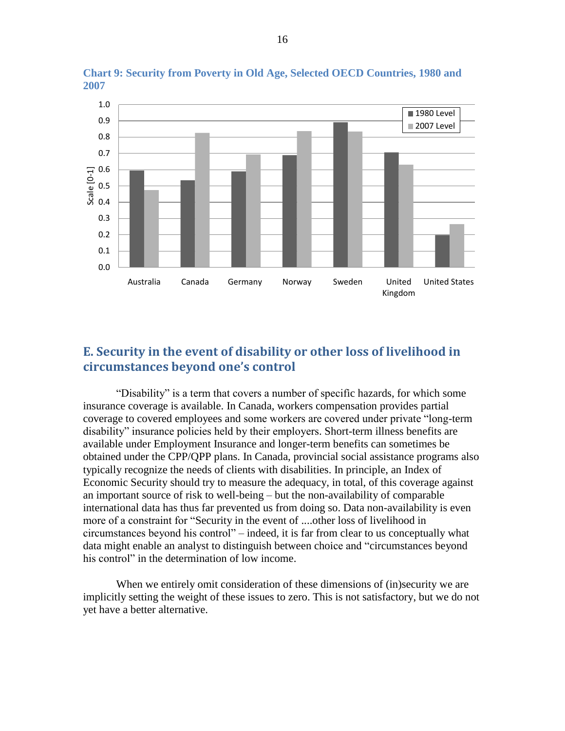**Chart 9: Security from Poverty in Old Age, Selected OECD Countries, 1980 and 2007**

## E. Security in the event of disability or other loss of livelihood in circumstances beyond one's control

"Disability" is a term that covers a number of specific hazards, for which some insurance coverage is available. In Canada, workers compensation provides partial coverage to covered employees and some workers are covered under private "long-term disability" insurance policies held by their employers. Short-term illness benefits are available under Employment Insurance and longer-term benefits can sometimes be obtained under the CPP/QPP plans. In Canada, provincial social assistance programs also typically recognize the needs of clients with disabilities. In principle, an Index of Economic Security should try to measure the adequacy, in total, of this coverage against an important source of risk to well-being – but the non-availability of comparable international data has thus far prevented us from doing so. Data non-availability is even more of a constraint for "Security in the event of ....other loss of livelihood in circumstances beyond his control" – indeed, it is far from clear to us conceptually what data might enable an analyst to distinguish between choice and "circumstances beyond his control" in the determination of low income.

When we entirely omit consideration of these dimensions of (in)security we are implicitly setting the weight of these issues to zero. This is not satisfactory, but we do not yet have a better alternative.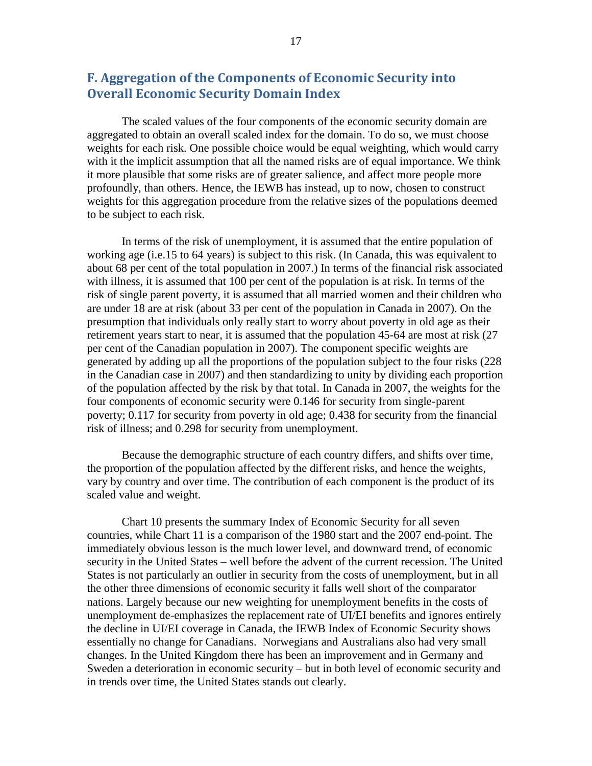## F. Aggregation of the Components of Economic Security into Overall Economic Security Domain Index

The scaled values of the four components of the economic security domain are aggregated to obtain an overall scaled index for the domain. To do so, we must choose weights for each risk. One possible choice would be equal weighting, which would carry with it the implicit assumption that all the named risks are of equal importance. We think it more plausible that some risks are of greater salience, and affect more people more profoundly, than others. Hence, the IEWB has instead, up to now, chosen to construct weights for this aggregation procedure from the relative sizes of the populations deemed to be subject to each risk.

In terms of the risk of unemployment, it is assumed that the entire population of working age (i.e.15 to 64 years) is subject to this risk. (In Canada, this was equivalent to about 68 per cent of the total population in 2007.) In terms of the financial risk associated with illness, it is assumed that 100 per cent of the population is at risk. In terms of the risk of single parent poverty, it is assumed that all married women and their children who are under 18 are at risk (about 33 per cent of the population in Canada in 2007). On the presumption that individuals only really start to worry about poverty in old age as their retirement years start to near, it is assumed that the population 45-64 are most at risk (27 per cent of the Canadian population in 2007). The component specific weights are generated by adding up all the proportions of the population subject to the four risks (228 in the Canadian case in 2007) and then standardizing to unity by dividing each proportion of the population affected by the risk by that total. In Canada in 2007, the weights for the four components of economic security were 0.146 for security from single-parent poverty; 0.117 for security from poverty in old age; 0.438 for security from the financial risk of illness; and 0.298 for security from unemployment.

Because the demographic structure of each country differs, and shifts over time, the proportion of the population affected by the different risks, and hence the weights, vary by country and over time. The contribution of each component is the product of its scaled value and weight.

Chart 10 presents the summary Index of Economic Security for all seven countries, while Chart 11 is a comparison of the 1980 start and the 2007 end-point. The immediately obvious lesson is the much lower level, and downward trend, of economic security in the United States – well before the advent of the current recession. The United States is not particularly an outlier in security from the costs of unemployment, but in all the other three dimensions of economic security it falls well short of the comparator nations. Largely because our new weighting for unemployment benefits in the costs of unemployment de-emphasizes the replacement rate of UI/EI benefits and ignores entirely the decline in UI/EI coverage in Canada, the IEWB Index of Economic Security shows essentially no change for Canadians. Norwegians and Australians also had very small changes. In the United Kingdom there has been an improvement and in Germany and Sweden a deterioration in economic security – but in both level of economic security and in trends over time, the United States stands out clearly.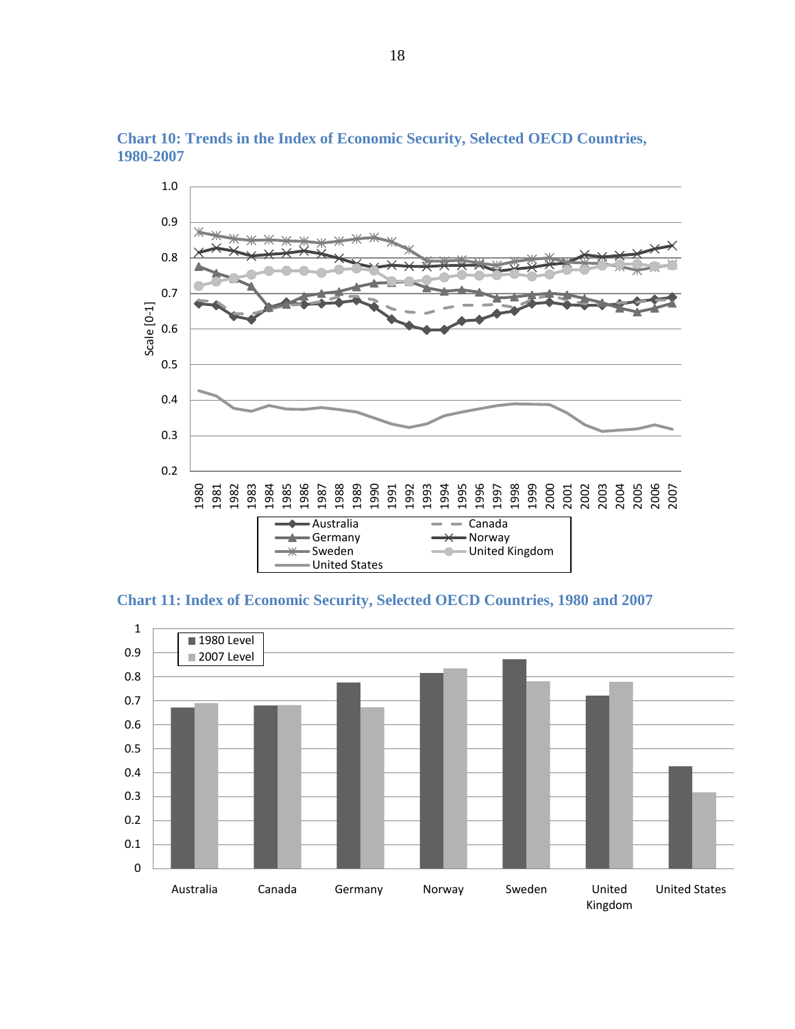**Chart 10: Trends in the Index of Economic Security, Selected OECD Countries, 1980-2007**

**Chart 11: Index of Economic Security, Selected OECD Countries, 1980 and 2007**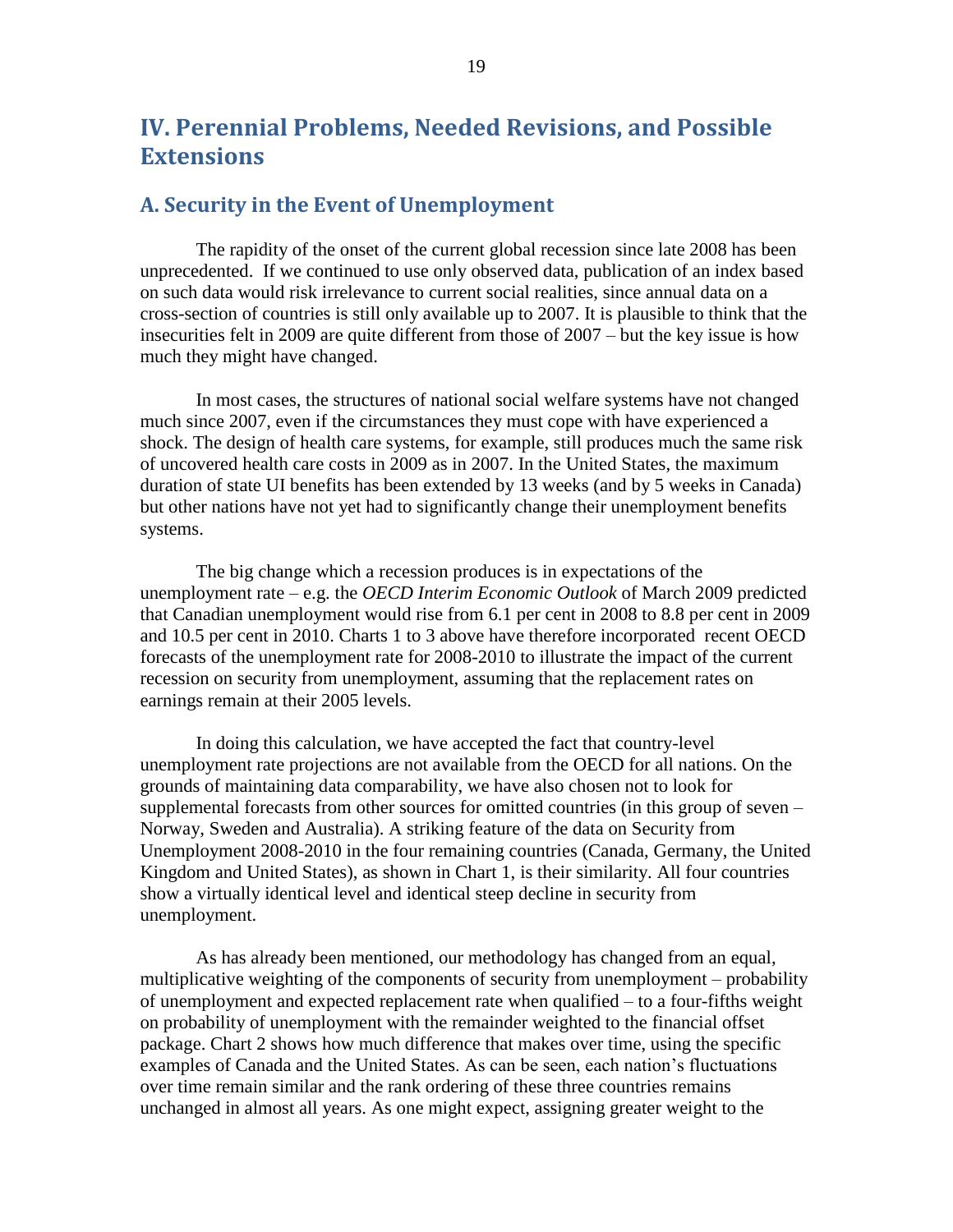## IV. Perennial Problems, Needed Revisions, and Possible Extensions

### A. Security in the Event of Unemployment

The rapidity of the onset of the current global recession since late 2008 has been unprecedented. If we continued to use only observed data, publication of an index based on such data would risk irrelevance to current social realities, since annual data on a cross-section of countries is still only available up to 2007. It is plausible to think that the insecurities felt in 2009 are quite different from those of 2007 – but the key issue is how much they might have changed.

In most cases, the structures of national social welfare systems have not changed much since 2007, even if the circumstances they must cope with have experienced a shock. The design of health care systems, for example, still produces much the same risk of uncovered health care costs in 2009 as in 2007. In the United States, the maximum duration of state UI benefits has been extended by 13 weeks (and by 5 weeks in Canada) but other nations have not yet had to significantly change their unemployment benefits systems.

The big change which a recession produces is in expectations of the unemployment rate – e.g. the *OECD Interim Economic Outlook* of March 2009 predicted that Canadian unemployment would rise from 6.1 per cent in 2008 to 8.8 per cent in 2009 and 10.5 per cent in 2010. Charts 1 to 3 above have therefore incorporated recent OECD forecasts of the unemployment rate for 2008-2010 to illustrate the impact of the current recession on security from unemployment, assuming that the replacement rates on earnings remain at their 2005 levels.

In doing this calculation, we have accepted the fact that country-level unemployment rate projections are not available from the OECD for all nations. On the grounds of maintaining data comparability, we have also chosen not to look for supplemental forecasts from other sources for omitted countries (in this group of seven – Norway, Sweden and Australia). A striking feature of the data on Security from Unemployment 2008-2010 in the four remaining countries (Canada, Germany, the United Kingdom and United States), as shown in Chart 1, is their similarity. All four countries show a virtually identical level and identical steep decline in security from unemployment.

As has already been mentioned, our methodology has changed from an equal, multiplicative weighting of the components of security from unemployment – probability of unemployment and expected replacement rate when qualified – to a four-fifths weight on probability of unemployment with the remainder weighted to the financial offset package. Chart 2 shows how much difference that makes over time, using the specific examples of Canada and the United States. As can be seen, each nation's fluctuations over time remain similar and the rank ordering of these three countries remains unchanged in almost all years. As one might expect, assigning greater weight to the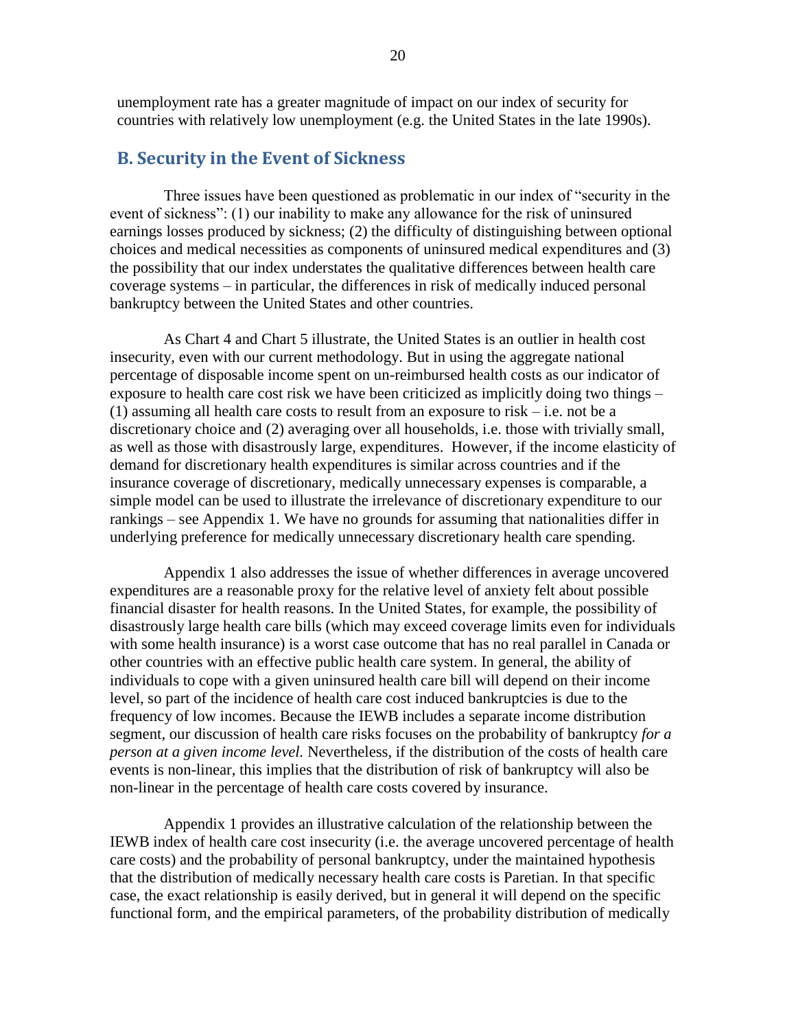unemployment rate has a greater magnitude of impact on our index of security for countries with relatively low unemployment (e.g. the United States in the late 1990s).

## B. Security in the Event of Sickness

Three issues have been questioned as problematic in our index of "security in the event of sickness": (1) our inability to make any allowance for the risk of uninsured earnings losses produced by sickness; (2) the difficulty of distinguishing between optional choices and medical necessities as components of uninsured medical expenditures and (3) the possibility that our index understates the qualitative differences between health care coverage systems – in particular, the differences in risk of medically induced personal bankruptcy between the United States and other countries.

As Chart 4 and Chart 5 illustrate, the United States is an outlier in health cost insecurity, even with our current methodology. But in using the aggregate national percentage of disposable income spent on un-reimbursed health costs as our indicator of exposure to health care cost risk we have been criticized as implicitly doing two things – (1) assuming all health care costs to result from an exposure to risk – i.e. not be a discretionary choice and (2) averaging over all households, i.e. those with trivially small, as well as those with disastrously large, expenditures. However, if the income elasticity of demand for discretionary health expenditures is similar across countries and if the insurance coverage of discretionary, medically unnecessary expenses is comparable, a simple model can be used to illustrate the irrelevance of discretionary expenditure to our rankings – see Appendix 1. We have no grounds for assuming that nationalities differ in underlying preference for medically unnecessary discretionary health care spending.

Appendix 1 also addresses the issue of whether differences in average uncovered expenditures are a reasonable proxy for the relative level of anxiety felt about possible financial disaster for health reasons. In the United States, for example, the possibility of disastrously large health care bills (which may exceed coverage limits even for individuals with some health insurance) is a worst case outcome that has no real parallel in Canada or other countries with an effective public health care system. In general, the ability of individuals to cope with a given uninsured health care bill will depend on their income level, so part of the incidence of health care cost induced bankruptcies is due to the frequency of low incomes. Because the IEWB includes a separate income distribution segment, our discussion of health care risks focuses on the probability of bankruptcy *for a person at a given income level.* Nevertheless, if the distribution of the costs of health care events is non-linear, this implies that the distribution of risk of bankruptcy will also be non-linear in the percentage of health care costs covered by insurance.

Appendix 1 provides an illustrative calculation of the relationship between the IEWB index of health care cost insecurity (i.e. the average uncovered percentage of health care costs) and the probability of personal bankruptcy, under the maintained hypothesis that the distribution of medically necessary health care costs is Paretian. In that specific case, the exact relationship is easily derived, but in general it will depend on the specific functional form, and the empirical parameters, of the probability distribution of medically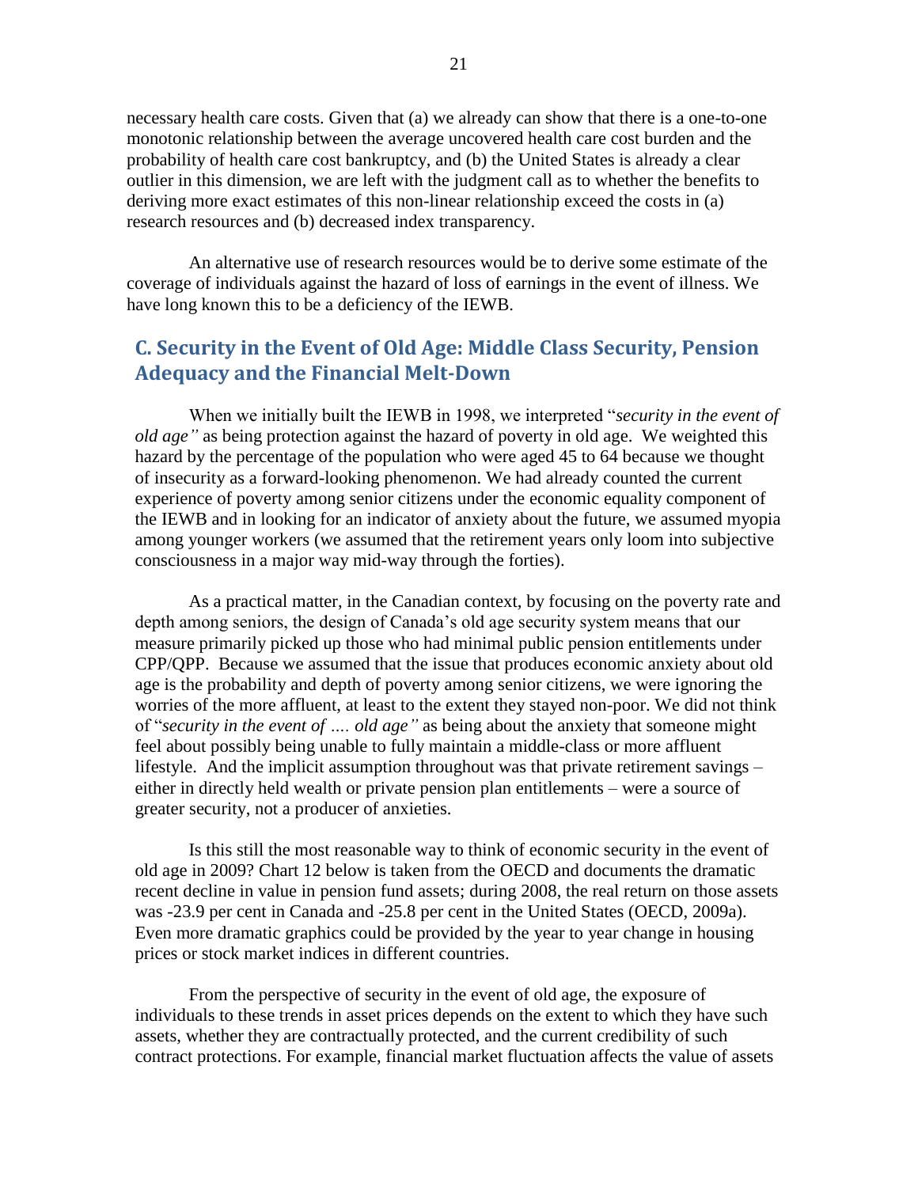necessary health care costs. Given that (a) we already can show that there is a one-to-one monotonic relationship between the average uncovered health care cost burden and the probability of health care cost bankruptcy, and (b) the United States is already a clear outlier in this dimension, we are left with the judgment call as to whether the benefits to deriving more exact estimates of this non-linear relationship exceed the costs in (a) research resources and (b) decreased index transparency.

An alternative use of research resources would be to derive some estimate of the coverage of individuals against the hazard of loss of earnings in the event of illness. We have long known this to be a deficiency of the IEWB.

## C. Security in the Event of Old Age: Middle Class Security, Pension Adequacy and the Financial Melt-Down

When we initially built the IEWB in 1998, we interpreted "*security in the event of old age"* as being protection against the hazard of poverty in old age. We weighted this hazard by the percentage of the population who were aged 45 to 64 because we thought of insecurity as a forward-looking phenomenon. We had already counted the current experience of poverty among senior citizens under the economic equality component of the IEWB and in looking for an indicator of anxiety about the future, we assumed myopia among younger workers (we assumed that the retirement years only loom into subjective consciousness in a major way mid-way through the forties).

As a practical matter, in the Canadian context, by focusing on the poverty rate and depth among seniors, the design of Canada's old age security system means that our measure primarily picked up those who had minimal public pension entitlements under CPP/QPP. Because we assumed that the issue that produces economic anxiety about old age is the probability and depth of poverty among senior citizens, we were ignoring the worries of the more affluent, at least to the extent they stayed non-poor. We did not think of "*security in the event of …. old age"* as being about the anxiety that someone might feel about possibly being unable to fully maintain a middle-class or more affluent lifestyle. And the implicit assumption throughout was that private retirement savings – either in directly held wealth or private pension plan entitlements – were a source of greater security, not a producer of anxieties.

Is this still the most reasonable way to think of economic security in the event of old age in 2009? Chart 12 below is taken from the OECD and documents the dramatic recent decline in value in pension fund assets; during 2008, the real return on those assets was -23.9 per cent in Canada and -25.8 per cent in the United States (OECD, 2009a). Even more dramatic graphics could be provided by the year to year change in housing prices or stock market indices in different countries.

From the perspective of security in the event of old age, the exposure of individuals to these trends in asset prices depends on the extent to which they have such assets, whether they are contractually protected, and the current credibility of such contract protections. For example, financial market fluctuation affects the value of assets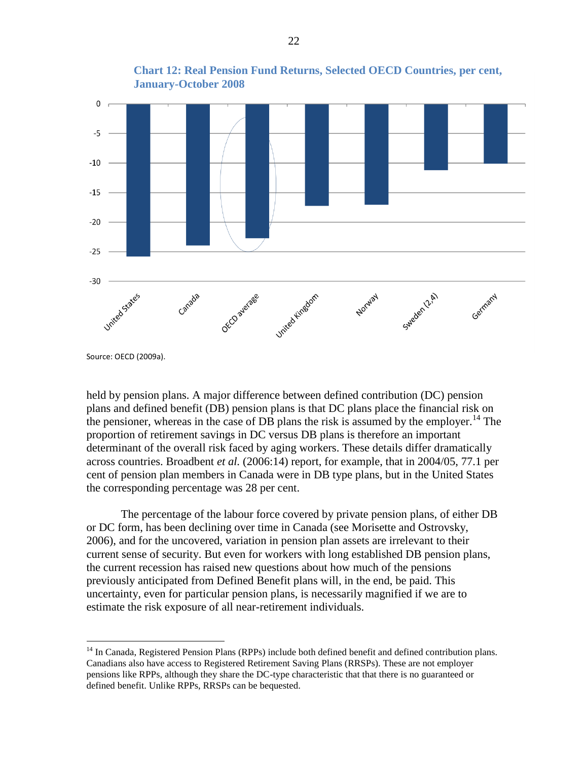**Chart 12: Real Pension Fund Returns, Selected OECD Countries, per cent, January-October 2008**

Source: OECD (2009a).

held by pension plans. A major difference between defined contribution (DC) pension plans and defined benefit (DB) pension plans is that DC plans place the financial risk on the pensioner, whereas in the case of DB plans the risk is assumed by the employer.[14] The proportion of retirement savings in DC versus DB plans is therefore an important determinant of the overall risk faced by aging workers. These details differ dramatically across countries. Broadbent *et al.* (2006:14) report, for example, that in 2004/05, 77.1 per cent of pension plan members in Canada were in DB type plans, but in the United States the corresponding percentage was 28 per cent.

The percentage of the labour force covered by private pension plans, of either DB or DC form, has been declining over time in Canada (see Morisette and Ostrovsky, 2006), and for the uncovered, variation in pension plan assets are irrelevant to their current sense of security. But even for workers with long established DB pension plans, the current recession has raised new questions about how much of the pensions previously anticipated from Defined Benefit plans will, in the end, be paid. This uncertainty, even for particular pension plans, is necessarily magnified if we are to estimate the risk exposure of all near-retirement individuals.

[14] In Canada, Registered Pension Plans (RPPs) include both defined benefit and defined contribution plans. Canadians also have access to Registered Retirement Saving Plans (RRSPs). These are not employer pensions like RPPs, although they share the DC-type characteristic that that there is no guaranteed or defined benefit. Unlike RPPs, RRSPs can be bequested.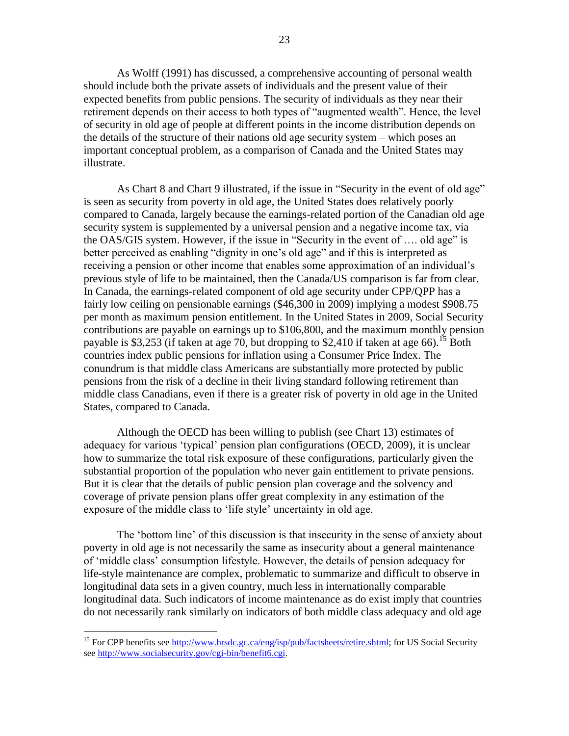As Wolff (1991) has discussed, a comprehensive accounting of personal wealth should include both the private assets of individuals and the present value of their expected benefits from public pensions. The security of individuals as they near their retirement depends on their access to both types of "augmented wealth". Hence, the level of security in old age of people at different points in the income distribution depends on the details of the structure of their nations old age security system – which poses an important conceptual problem, as a comparison of Canada and the United States may illustrate.

As Chart 8 and Chart 9 illustrated, if the issue in "Security in the event of old age" is seen as security from poverty in old age, the United States does relatively poorly compared to Canada, largely because the earnings-related portion of the Canadian old age security system is supplemented by a universal pension and a negative income tax, via the OAS/GIS system. However, if the issue in "Security in the event of …. old age" is better perceived as enabling "dignity in one's old age" and if this is interpreted as receiving a pension or other income that enables some approximation of an individual's previous style of life to be maintained, then the Canada/US comparison is far from clear. In Canada, the earnings-related component of old age security under CPP/QPP has a fairly low ceiling on pensionable earnings ($46,300 in 2009) implying a modest $908.75 per month as maximum pension entitlement. In the United States in 2009, Social Security contributions are payable on earnings up to $106,800, and the maximum monthly pension payable is $3,253 (if taken at age 70, but dropping to $2,410 if taken at age 66).[15] Both countries index public pensions for inflation using a Consumer Price Index. The conundrum is that middle class Americans are substantially more protected by public pensions from the risk of a decline in their living standard following retirement than middle class Canadians, even if there is a greater risk of poverty in old age in the United States, compared to Canada.

Although the OECD has been willing to publish (see Chart 13) estimates of adequacy for various 'typical' pension plan configurations (OECD, 2009), it is unclear how to summarize the total risk exposure of these configurations, particularly given the substantial proportion of the population who never gain entitlement to private pensions. But it is clear that the details of public pension plan coverage and the solvency and coverage of private pension plans offer great complexity in any estimation of the exposure of the middle class to 'life style' uncertainty in old age.

The 'bottom line' of this discussion is that insecurity in the sense of anxiety about poverty in old age is not necessarily the same as insecurity about a general maintenance of 'middle class' consumption lifestyle. However, the details of pension adequacy for life-style maintenance are complex, problematic to summarize and difficult to observe in longitudinal data sets in a given country, much less in internationally comparable longitudinal data. Such indicators of income maintenance as do exist imply that countries do not necessarily rank similarly on indicators of both middle class adequacy and old age

[15] For CPP benefits see http://www.hrsdc.gc.ca/eng/isp/pub/factsheets/retire.shtml; for US Social Security see http://www.socialsecurity.gov/cgi-bin/benefit6.cgi.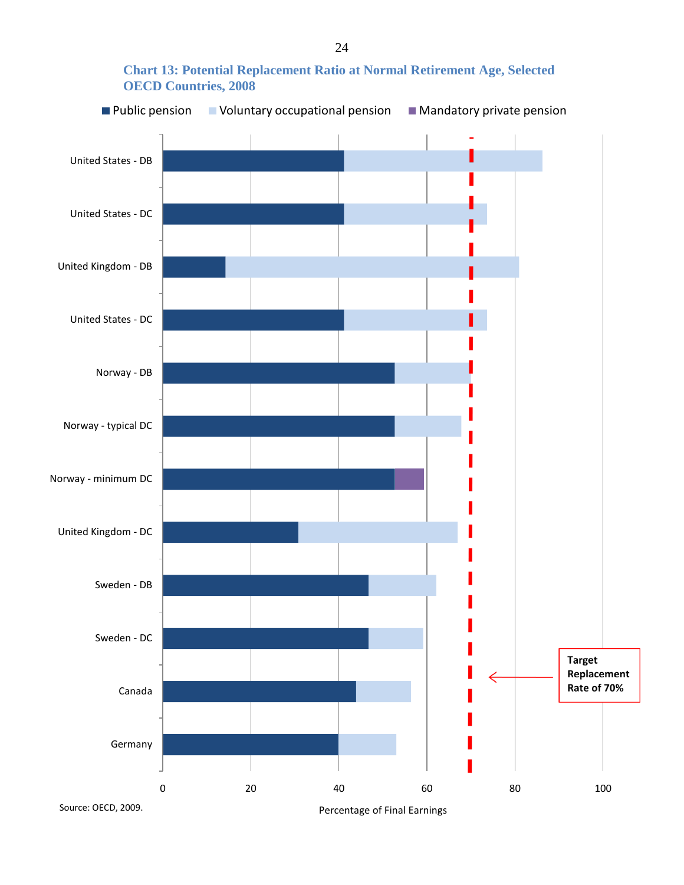**Chart 13: Potential Replacement Ratio at Normal Retirement Age, Selected OECD Countries, 2008**

■ Public pension ■ Voluntary occupational pension ■ Mandatory private pension

United States - DB

United States - DC

United Kingdom - DB

United States - DC

Norway - DB

Norway - typical DC

Norway - minimum DC

United Kingdom - DC

Sweden - DB

Sweden - DC

Canada

Germany

0 20 40 60 80 100

Percentage of Final Earnings

Target Replacement Rate of 70%

Source: OECD, 2009.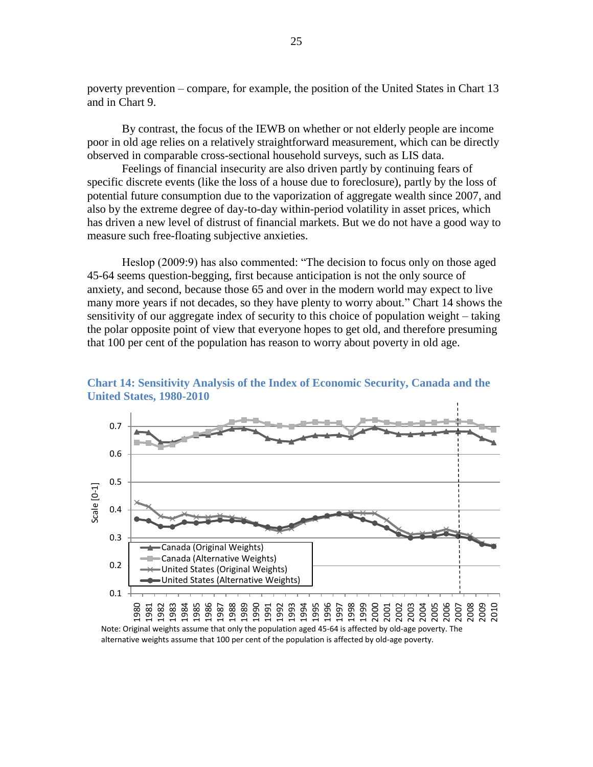poverty prevention – compare, for example, the position of the United States in Chart 13 and in Chart 9.

By contrast, the focus of the IEWB on whether or not elderly people are income poor in old age relies on a relatively straightforward measurement, which can be directly observed in comparable cross-sectional household surveys, such as LIS data.

Feelings of financial insecurity are also driven partly by continuing fears of specific discrete events (like the loss of a house due to foreclosure), partly by the loss of potential future consumption due to the vaporization of aggregate wealth since 2007, and also by the extreme degree of day-to-day within-period volatility in asset prices, which has driven a new level of distrust of financial markets. But we do not have a good way to measure such free-floating subjective anxieties.

Heslop (2009:9) has also commented: "The decision to focus only on those aged 45-64 seems question-begging, first because anticipation is not the only source of anxiety, and second, because those 65 and over in the modern world may expect to live many more years if not decades, so they have plenty to worry about." Chart 14 shows the sensitivity of our aggregate index of security to this choice of population weight – taking the polar opposite point of view that everyone hopes to get old, and therefore presuming that 100 per cent of the population has reason to worry about poverty in old age.

**Chart 14: Sensitivity Analysis of the Index of Economic Security, Canada and the United States, 1980-2010**

Note: Original weights assume that only the population aged 45-64 is affected by old-age poverty. The alternative weights assume that 100 per cent of the population is affected by old-age poverty.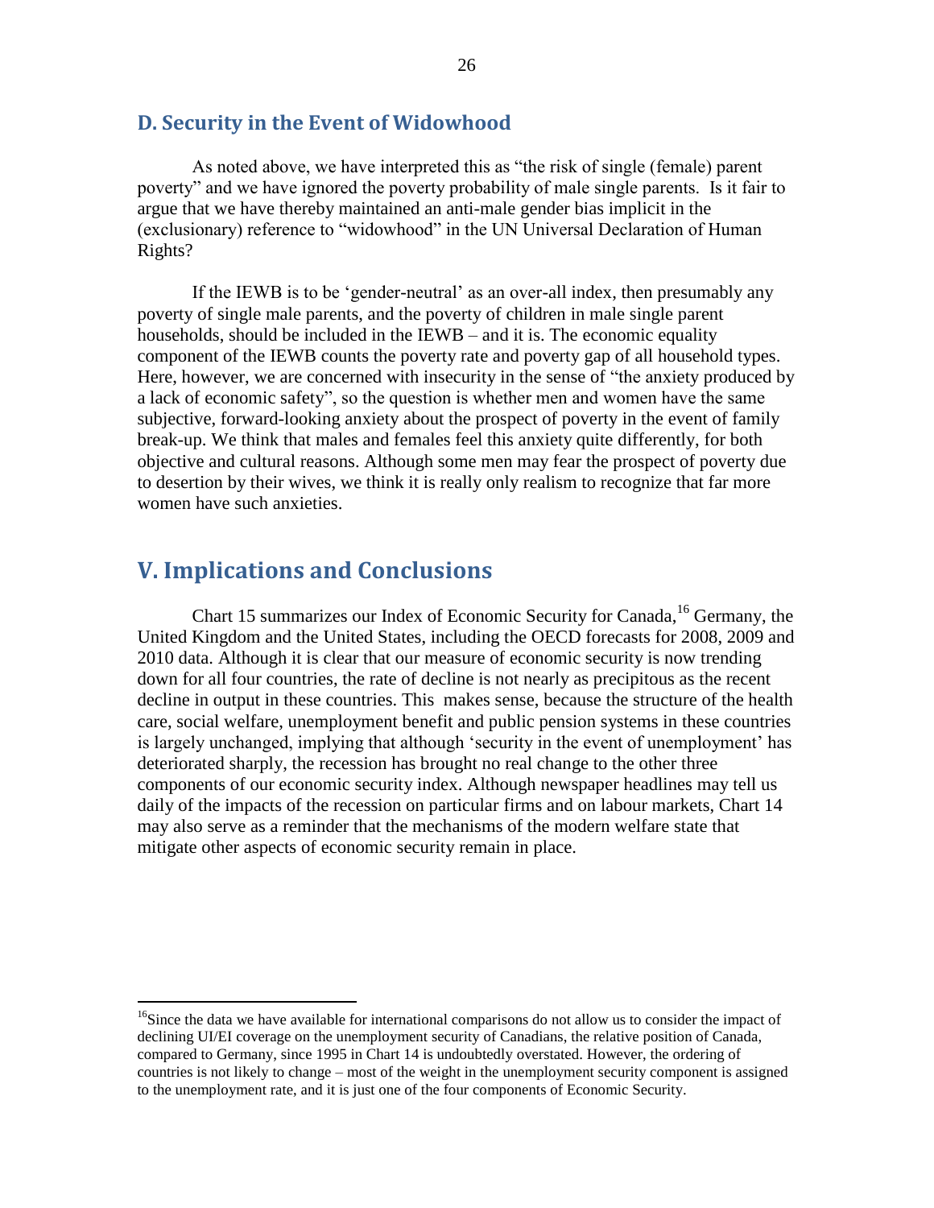### D. Security in the Event of Widowhood

As noted above, we have interpreted this as "the risk of single (female) parent poverty" and we have ignored the poverty probability of male single parents. Is it fair to argue that we have thereby maintained an anti-male gender bias implicit in the (exclusionary) reference to "widowhood" in the UN Universal Declaration of Human Rights?

If the IEWB is to be 'gender-neutral' as an over-all index, then presumably any poverty of single male parents, and the poverty of children in male single parent households, should be included in the IEWB – and it is. The economic equality component of the IEWB counts the poverty rate and poverty gap of all household types. Here, however, we are concerned with insecurity in the sense of "the anxiety produced by a lack of economic safety", so the question is whether men and women have the same subjective, forward-looking anxiety about the prospect of poverty in the event of family break-up. We think that males and females feel this anxiety quite differently, for both objective and cultural reasons. Although some men may fear the prospect of poverty due to desertion by their wives, we think it is really only realism to recognize that far more women have such anxieties.

## V. Implications and Conclusions

Chart 15 summarizes our Index of Economic Security for Canada,[16] Germany, the United Kingdom and the United States, including the OECD forecasts for 2008, 2009 and 2010 data. Although it is clear that our measure of economic security is now trending down for all four countries, the rate of decline is not nearly as precipitous as the recent decline in output in these countries. This makes sense, because the structure of the health care, social welfare, unemployment benefit and public pension systems in these countries is largely unchanged, implying that although 'security in the event of unemployment' has deteriorated sharply, the recession has brought no real change to the other three components of our economic security index. Although newspaper headlines may tell us daily of the impacts of the recession on particular firms and on labour markets, Chart 14 may also serve as a reminder that the mechanisms of the modern welfare state that mitigate other aspects of economic security remain in place.

[16] Since the data we have available for international comparisons do not allow us to consider the impact of declining UI/EI coverage on the unemployment security of Canadians, the relative position of Canada, compared to Germany, since 1995 in Chart 14 is undoubtedly overstated. However, the ordering of countries is not likely to change – most of the weight in the unemployment security component is assigned to the unemployment rate, and it is just one of the four components of Economic Security.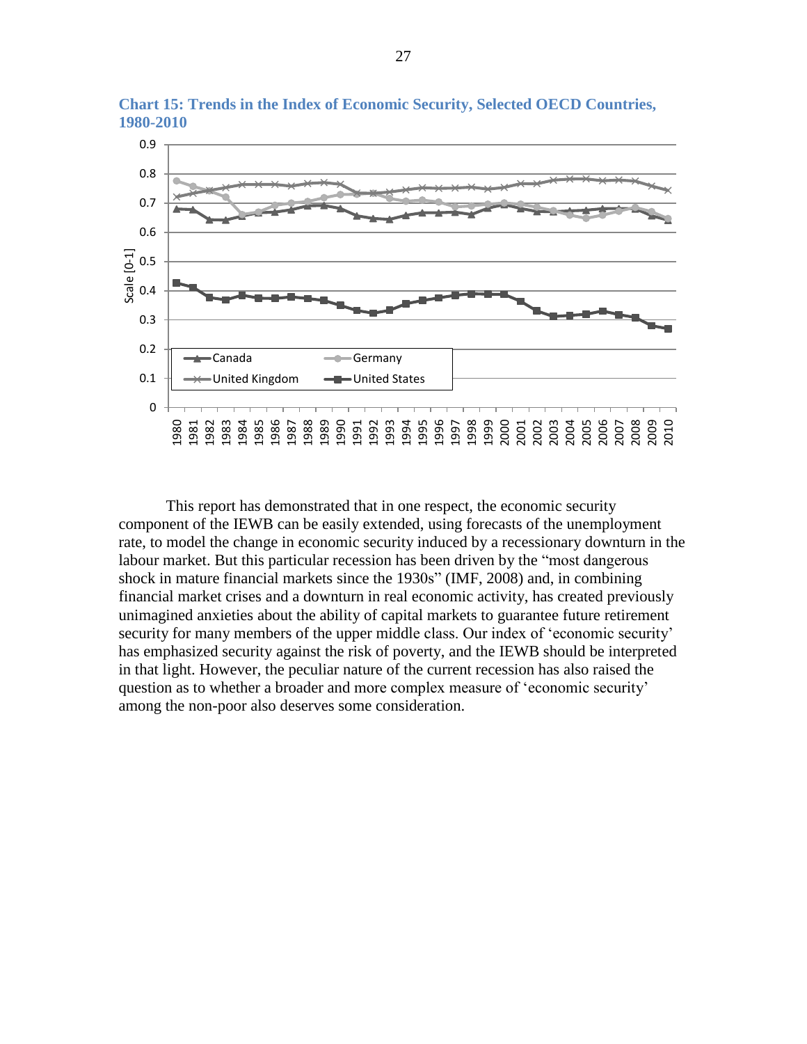**Chart 15: Trends in the Index of Economic Security, Selected OECD Countries, 1980-2010**

This report has demonstrated that in one respect, the economic security component of the IEWB can be easily extended, using forecasts of the unemployment rate, to model the change in economic security induced by a recessionary downturn in the labour market. But this particular recession has been driven by the "most dangerous shock in mature financial markets since the 1930s" (IMF, 2008) and, in combining financial market crises and a downturn in real economic activity, has created previously unimagined anxieties about the ability of capital markets to guarantee future retirement security for many members of the upper middle class. Our index of 'economic security' has emphasized security against the risk of poverty, and the IEWB should be interpreted in that light. However, the peculiar nature of the current recession has also raised the question as to whether a broader and more complex measure of 'economic security' among the non-poor also deserves some consideration.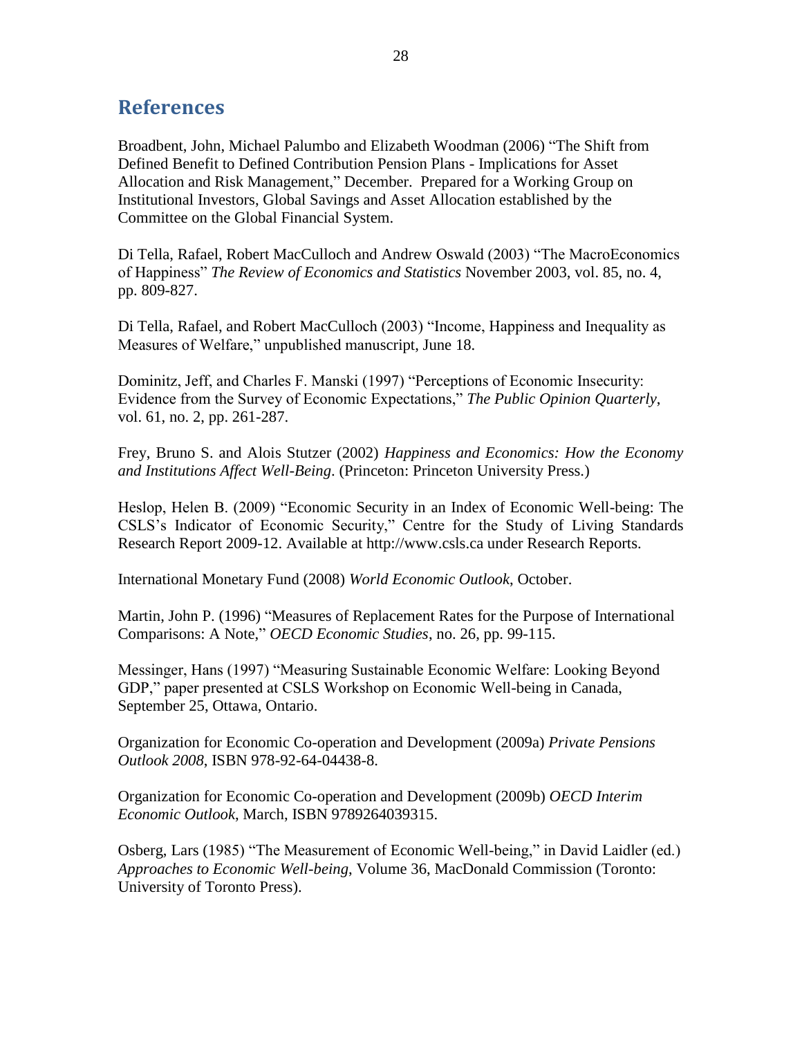## References

Broadbent, John, Michael Palumbo and Elizabeth Woodman (2006) "The Shift from Defined Benefit to Defined Contribution Pension Plans - Implications for Asset Allocation and Risk Management," December. Prepared for a Working Group on Institutional Investors, Global Savings and Asset Allocation established by the Committee on the Global Financial System.

Di Tella, Rafael, Robert MacCulloch and Andrew Oswald (2003) "The MacroEconomics of Happiness" *The Review of Economics and Statistics* November 2003, vol. 85, no. 4, pp. 809-827.

Di Tella, Rafael, and Robert MacCulloch (2003) "Income, Happiness and Inequality as Measures of Welfare," unpublished manuscript, June 18.

Dominitz, Jeff, and Charles F. Manski (1997) "Perceptions of Economic Insecurity: Evidence from the Survey of Economic Expectations," *The Public Opinion Quarterly*, vol. 61, no. 2, pp. 261-287.

Frey, Bruno S. and Alois Stutzer (2002) *Happiness and Economics: How the Economy and Institutions Affect Well-Being*. (Princeton: Princeton University Press.)

Heslop, Helen B. (2009) "Economic Security in an Index of Economic Well-being: The CSLS's Indicator of Economic Security," Centre for the Study of Living Standards Research Report 2009-12. Available at http://www.csls.ca under Research Reports.

International Monetary Fund (2008) *World Economic Outlook*, October.

Martin, John P. (1996) "Measures of Replacement Rates for the Purpose of International Comparisons: A Note," *OECD Economic Studies*, no. 26, pp. 99-115.

Messinger, Hans (1997) "Measuring Sustainable Economic Welfare: Looking Beyond GDP," paper presented at CSLS Workshop on Economic Well-being in Canada, September 25, Ottawa, Ontario.

Organization for Economic Co-operation and Development (2009a) *Private Pensions Outlook 2008*, ISBN 978-92-64-04438-8.

Organization for Economic Co-operation and Development (2009b) *OECD Interim Economic Outlook*, March, ISBN 9789264039315.

Osberg, Lars (1985) "The Measurement of Economic Well-being," in David Laidler (ed.) *Approaches to Economic Well-being*, Volume 36, MacDonald Commission (Toronto: University of Toronto Press).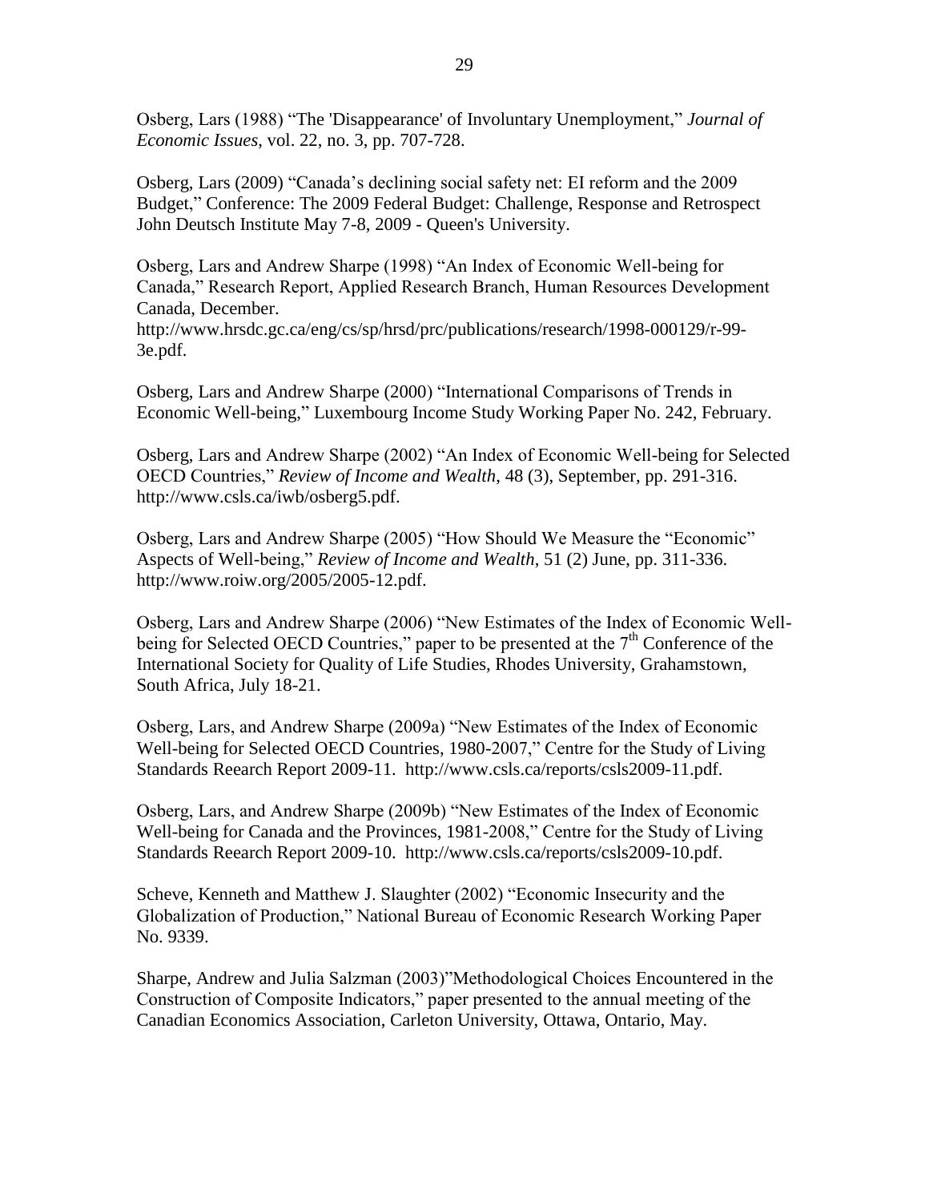Osberg, Lars (1988) “The 'Disappearance' of Involuntary Unemployment,” *Journal of Economic Issues*, vol. 22, no. 3, pp. 707-728.

Osberg, Lars (2009) “Canada’s declining social safety net: EI reform and the 2009 Budget,” Conference: The 2009 Federal Budget: Challenge, Response and Retrospect John Deutsch Institute May 7-8, 2009 - Queen's University.

Osberg, Lars and Andrew Sharpe (1998) “An Index of Economic Well-being for Canada,” Research Report, Applied Research Branch, Human Resources Development Canada, December. http://www.hrsdc.gc.ca/eng/cs/sp/hrsd/prc/publications/research/1998-000129/r-99-3e.pdf.

Osberg, Lars and Andrew Sharpe (2000) “International Comparisons of Trends in Economic Well-being,” Luxembourg Income Study Working Paper No. 242, February.

Osberg, Lars and Andrew Sharpe (2002) “An Index of Economic Well-being for Selected OECD Countries,” *Review of Income and Wealth*, 48 (3), September, pp. 291-316. http://www.csls.ca/iwb/osberg5.pdf.

Osberg, Lars and Andrew Sharpe (2005) “How Should We Measure the “Economic” Aspects of Well-being,” *Review of Income and Wealth*, 51 (2) June, pp. 311-336. http://www.roiw.org/2005/2005-12.pdf.

Osberg, Lars and Andrew Sharpe (2006) “New Estimates of the Index of Economic Well-being for Selected OECD Countries,” paper to be presented at the 7th Conference of the International Society for Quality of Life Studies, Rhodes University, Grahamstown, South Africa, July 18-21.

Osberg, Lars, and Andrew Sharpe (2009a) “New Estimates of the Index of Economic Well-being for Selected OECD Countries, 1980-2007,” Centre for the Study of Living Standards Reearch Report 2009-11. http://www.csls.ca/reports/csls2009-11.pdf.

Osberg, Lars, and Andrew Sharpe (2009b) “New Estimates of the Index of Economic Well-being for Canada and the Provinces, 1981-2008,” Centre for the Study of Living Standards Reearch Report 2009-10. http://www.csls.ca/reports/csls2009-10.pdf.

Scheve, Kenneth and Matthew J. Slaughter (2002) “Economic Insecurity and the Globalization of Production,” National Bureau of Economic Research Working Paper No. 9339.

Sharpe, Andrew and Julia Salzman (2003)”Methodological Choices Encountered in the Construction of Composite Indicators,” paper presented to the annual meeting of the Canadian Economics Association, Carleton University, Ottawa, Ontario, May.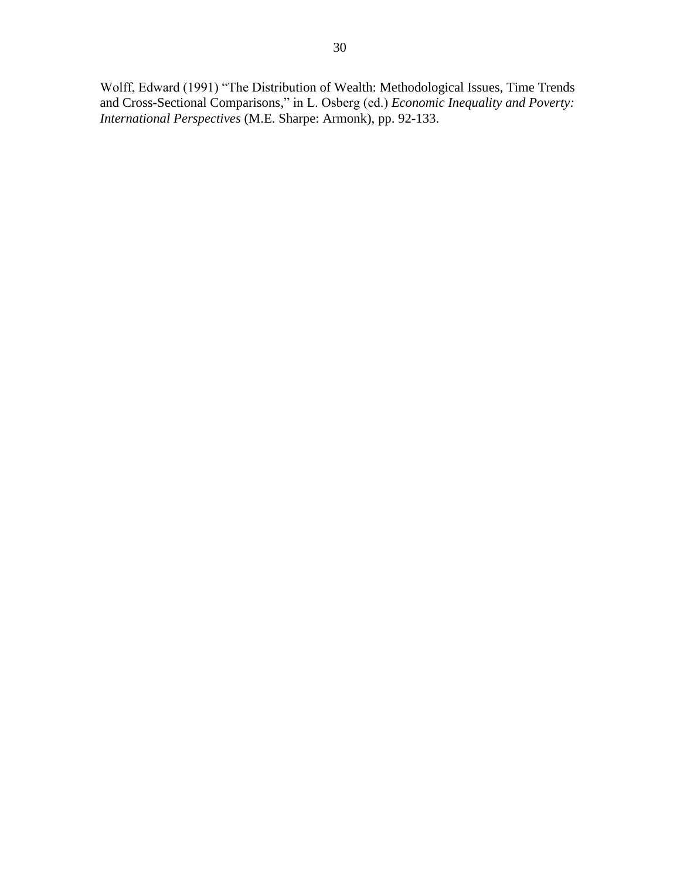Wolff, Edward (1991) "The Distribution of Wealth: Methodological Issues, Time Trends and Cross-Sectional Comparisons," in L. Osberg (ed.) *Economic Inequality and Poverty: International Perspectives* (M.E. Sharpe: Armonk), pp. 92-133.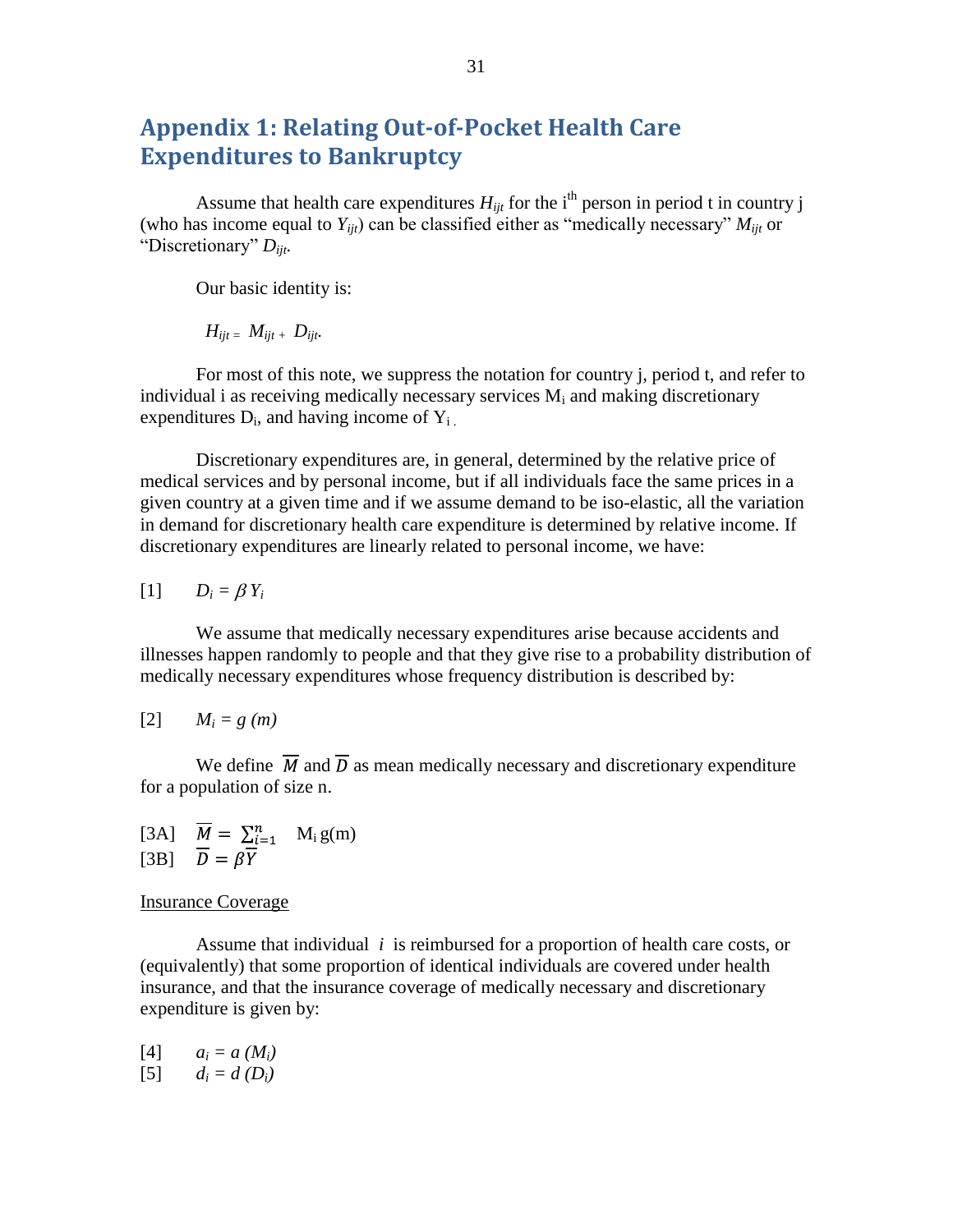## Appendix 1: Relating Out-of-Pocket Health Care Expenditures to Bankruptcy

Assume that health care expenditures $H_{ijt}$ for the i[th] person in period t in country j (who has income equal to $Y_{ijt}$) can be classified either as "medically necessary" $M_{ijt}$ or "Discretionary" $D_{ijt}$.

Our basic identity is:

$$H_{ijt} = M_{ijt} + D_{ijt}.$$

For most of this note, we suppress the notation for country j, period t, and refer to individual i as receiving medically necessary services $M_i$ and making discretionary expenditures $D_i$, and having income of $Y_i$.

Discretionary expenditures are, in general, determined by the relative price of medical services and by personal income, but if all individuals face the same prices in a given country at a given time and if we assume demand to be iso-elastic, all the variation in demand for discretionary health care expenditure is determined by relative income. If discretionary expenditures are linearly related to personal income, we have:

[1] $\quad D_i = \beta Y_i$

We assume that medically necessary expenditures arise because accidents and illnesses happen randomly to people and that they give rise to a probability distribution of medically necessary expenditures whose frequency distribution is described by:

[2] $\quad M_i = g(m)$

We define $\overline{M}$ and $\overline{D}$ as mean medically necessary and discretionary expenditure for a population of size n.

[3A] $\quad \overline{M} = \sum_{i=1}^{n} M_i \, g(m)$

[3B] $\quad \overline{D} = \beta \overline{Y}$

<u>Insurance Coverage</u>

Assume that individual $i$ is reimbursed for a proportion of health care costs, or (equivalently) that some proportion of identical individuals are covered under health insurance, and that the insurance coverage of medically necessary and discretionary expenditure is given by:

[4] $\quad a_i = a(M_i)$

[5] $\quad d_i = d(D_i)$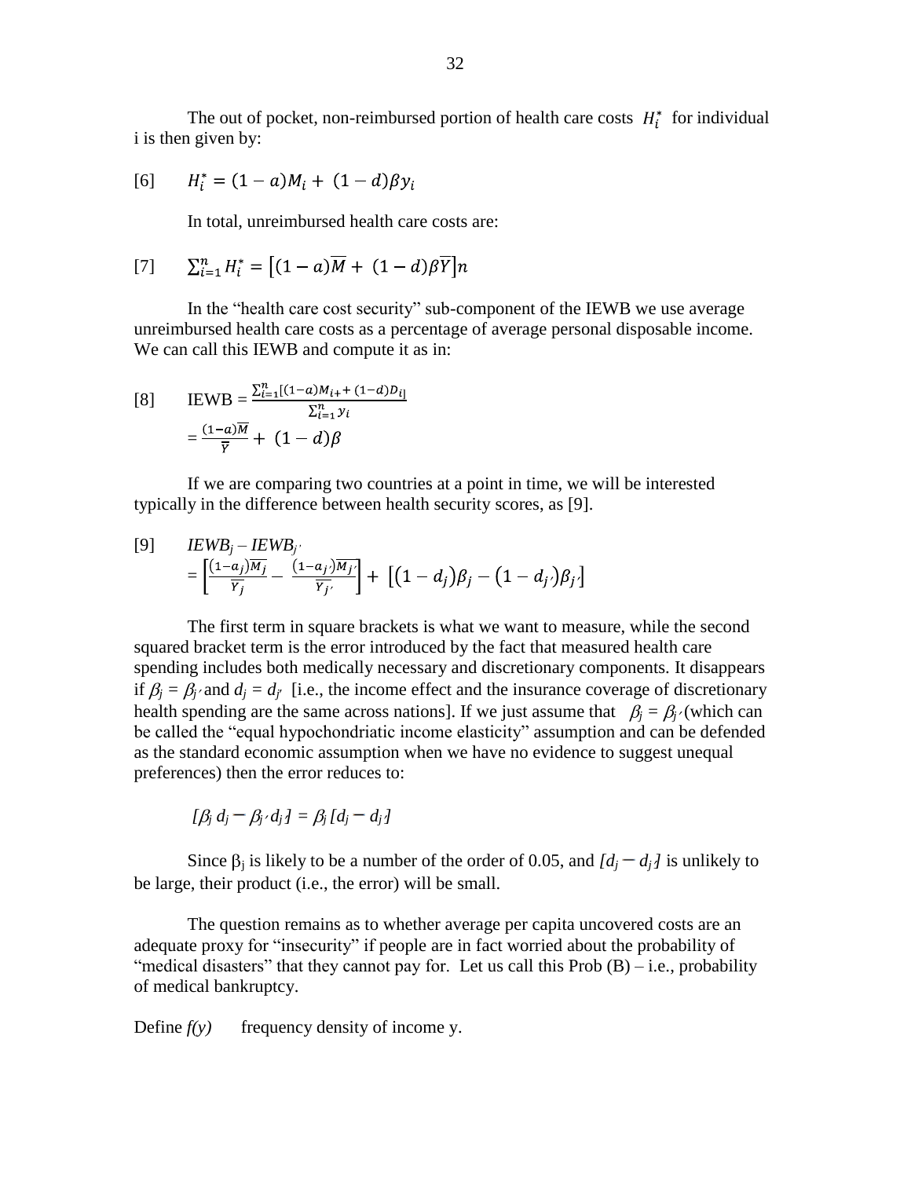The out of pocket, non-reimbursed portion of health care costs $H_i^*$ for individual i is then given by:

$$[6] \qquad H_i^* = (1-a)M_i + (1-d)\beta y_i$$

In total, unreimbursed health care costs are:

$$[7] \qquad \sum_{i=1}^{n} H_i^* = \left[(1-a)\overline{M} + (1-d)\beta\overline{Y}\right]n$$

In the "health care cost security" sub-component of the IEWB we use average unreimbursed health care costs as a percentage of average personal disposable income. We can call this IEWB and compute it as in:

$$[8] \qquad \text{IEWB} = \frac{\sum_{i=1}^{n}[(1-a)M_{i+} + (1-d)D_{i]}}{\sum_{i=1}^{n} y_i}$$

$$= \frac{(1-a)\overline{M}}{\overline{Y}} + (1-d)\beta$$

If we are comparing two countries at a point in time, we will be interested typically in the difference between health security scores, as [9].

$$[9] \qquad IEWB_j - IEWB_{j'}$$

$$= \left[\frac{(1-a_j)\overline{M_j}}{\overline{Y_j}} - \frac{(1-a_{j'})\overline{M_{j'}}}{\overline{Y_{j'}}}\right] + \left[(1-d_j)\beta_j - (1-d_{j'})\beta_{j'}\right]$$

The first term in square brackets is what we want to measure, while the second squared bracket term is the error introduced by the fact that measured health care spending includes both medically necessary and discretionary components. It disappears if $\beta_j = \beta_{j'}$ and $d_j = d_{j'}$ [i.e., the income effect and the insurance coverage of discretionary health spending are the same across nations]. If we just assume that $\beta_j = \beta_{j'}$ (which can be called the "equal hypochondriatic income elasticity" assumption and can be defended as the standard economic assumption when we have no evidence to suggest unequal preferences) then the error reduces to:

$$[\beta_j\, d_j - \beta_{j'}\, d_{j'}] = \beta_j\, [d_j - d_{j'}]$$

Since $\beta_j$ is likely to be a number of the order of 0.05, and $[d_j - d_{j'}]$ is unlikely to be large, their product (i.e., the error) will be small.

The question remains as to whether average per capita uncovered costs are an adequate proxy for "insecurity" if people are in fact worried about the probability of "medical disasters" that they cannot pay for. Let us call this Prob (B) – i.e., probability of medical bankruptcy.

Define $f(y)$ frequency density of income y.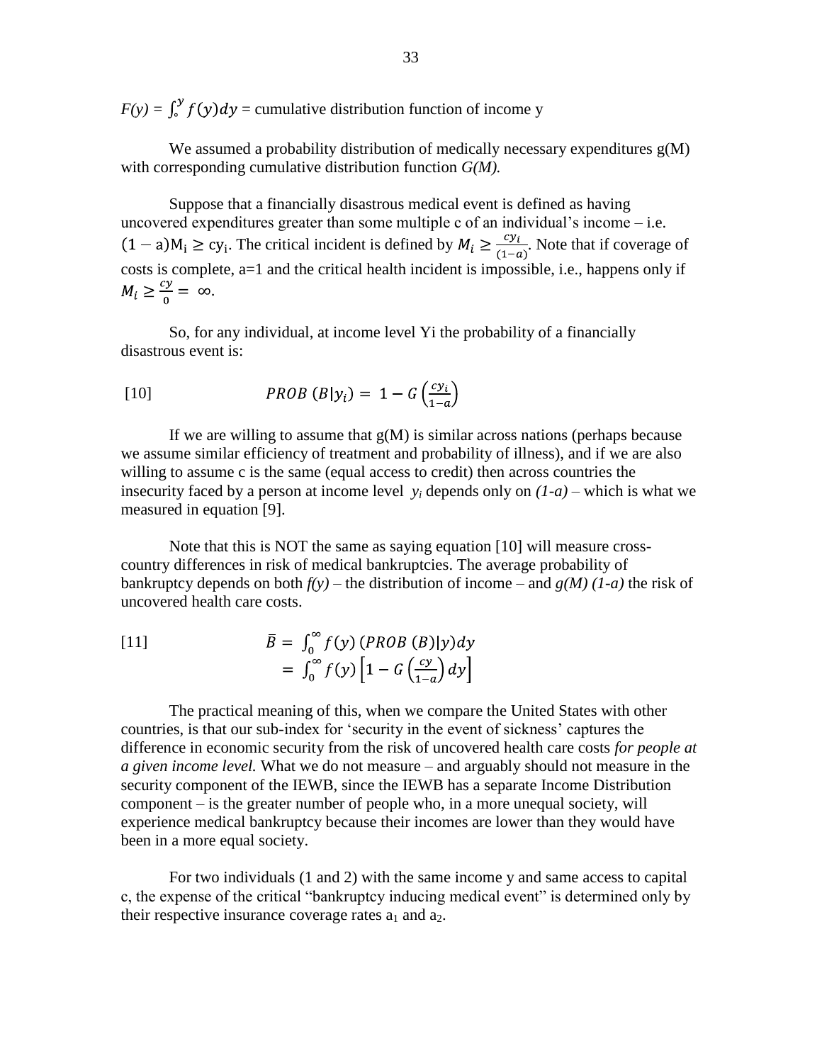$F(y) = \int_{\circ}^{y} f(y)dy$ = cumulative distribution function of income y

We assumed a probability distribution of medically necessary expenditures g(M) with corresponding cumulative distribution function *G(M).*

Suppose that a financially disastrous medical event is defined as having uncovered expenditures greater than some multiple c of an individual's income – i.e. $(1-\mathrm{a})\mathrm{M}_{\mathrm{i}} \geq \mathrm{cy}_{\mathrm{i}}$. The critical incident is defined by $M_i \geq \frac{cy_i}{(1-a)}$. Note that if coverage of costs is complete, a=1 and the critical health incident is impossible, i.e., happens only if $M_i \geq \frac{cy}{0} = \infty$.

So, for any individual, at income level Yi the probability of a financially disastrous event is:

$$[10] \qquad PROB\ (B|y_i) = 1 - G\left(\frac{cy_i}{1-a}\right)$$

If we are willing to assume that g(M) is similar across nations (perhaps because we assume similar efficiency of treatment and probability of illness), and if we are also willing to assume c is the same (equal access to credit) then across countries the insecurity faced by a person at income level $y_i$ depends only on *(1-a)* – which is what we measured in equation [9].

Note that this is NOT the same as saying equation [10] will measure cross-country differences in risk of medical bankruptcies. The average probability of bankruptcy depends on both *f(y)* – the distribution of income – and *g(M) (1-a)* the risk of uncovered health care costs.

$$[11] \qquad \begin{aligned} \bar{B} &= \int_0^{\infty} f(y)\,(PROB\ (B)|y)dy \\ &= \int_0^{\infty} f(y)\left[1 - G\left(\frac{cy}{1-a}\right)dy\right] \end{aligned}$$

The practical meaning of this, when we compare the United States with other countries, is that our sub-index for 'security in the event of sickness' captures the difference in economic security from the risk of uncovered health care costs *for people at a given income level.* What we do not measure – and arguably should not measure in the security component of the IEWB, since the IEWB has a separate Income Distribution component – is the greater number of people who, in a more unequal society, will experience medical bankruptcy because their incomes are lower than they would have been in a more equal society.

For two individuals (1 and 2) with the same income y and same access to capital c, the expense of the critical "bankruptcy inducing medical event" is determined only by their respective insurance coverage rates $a_1$ and $a_2$.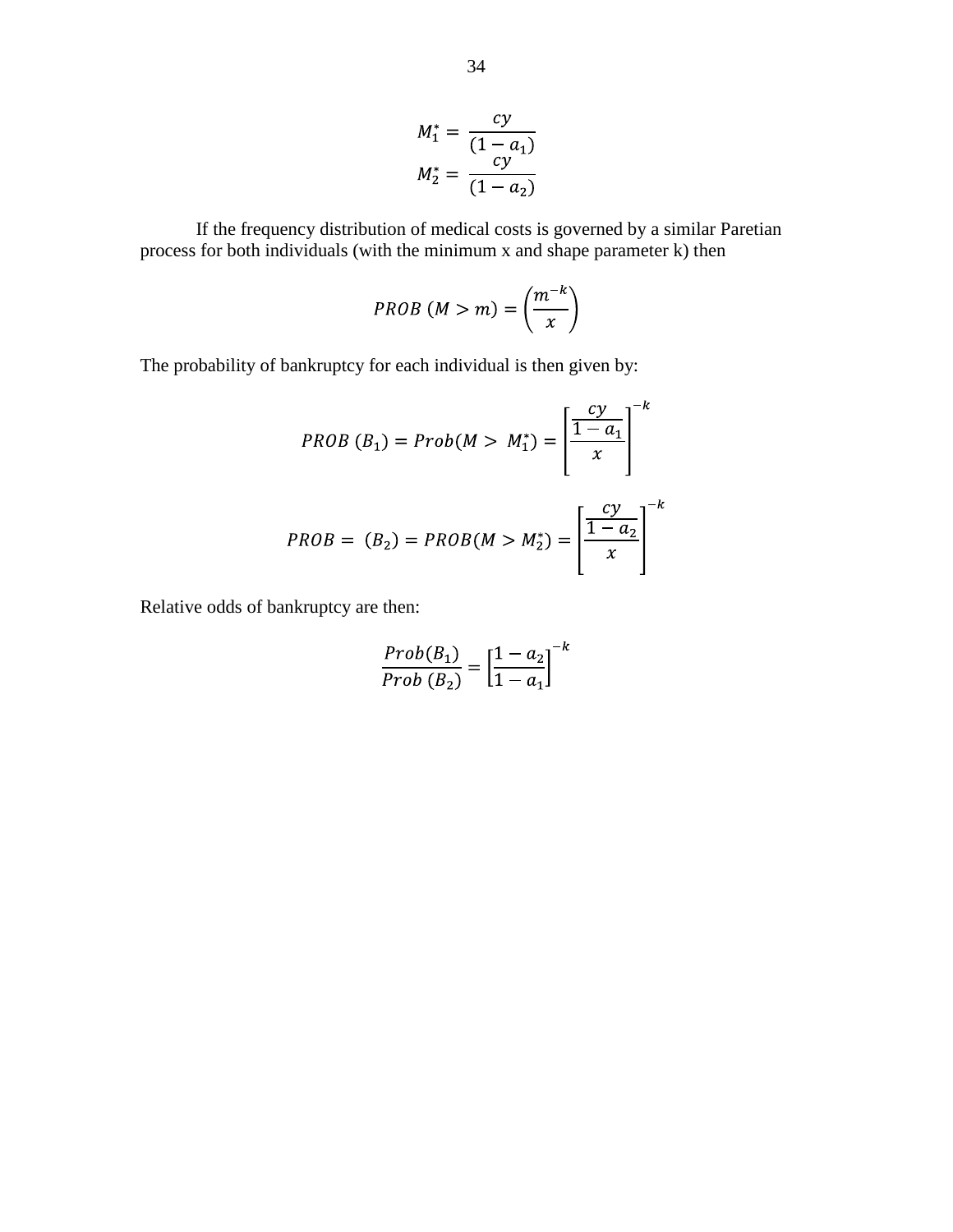$$M_1^* = \frac{cy}{(1 - a_1)}$$
$$M_2^* = \frac{cy}{(1 - a_2)}$$

If the frequency distribution of medical costs is governed by a similar Paretian process for both individuals (with the minimum x and shape parameter k) then

$$PROB\ (M > m) = \left(\frac{m^{-k}}{x}\right)$$

The probability of bankruptcy for each individual is then given by:

$$PROB\ (B_1) = Prob(M >\ M_1^*) = \left[\frac{\frac{cy}{1 - a_1}}{x}\right]^{-k}$$

$$PROB =\ (B_2) = PROB(M > M_2^*) = \left[\frac{\frac{cy}{1 - a_2}}{x}\right]^{-k}$$

Relative odds of bankruptcy are then:

$$\frac{Prob(B_1)}{Prob\ (B_2)} = \left[\frac{1 - a_2}{1 - a_1}\right]^{-k}$$